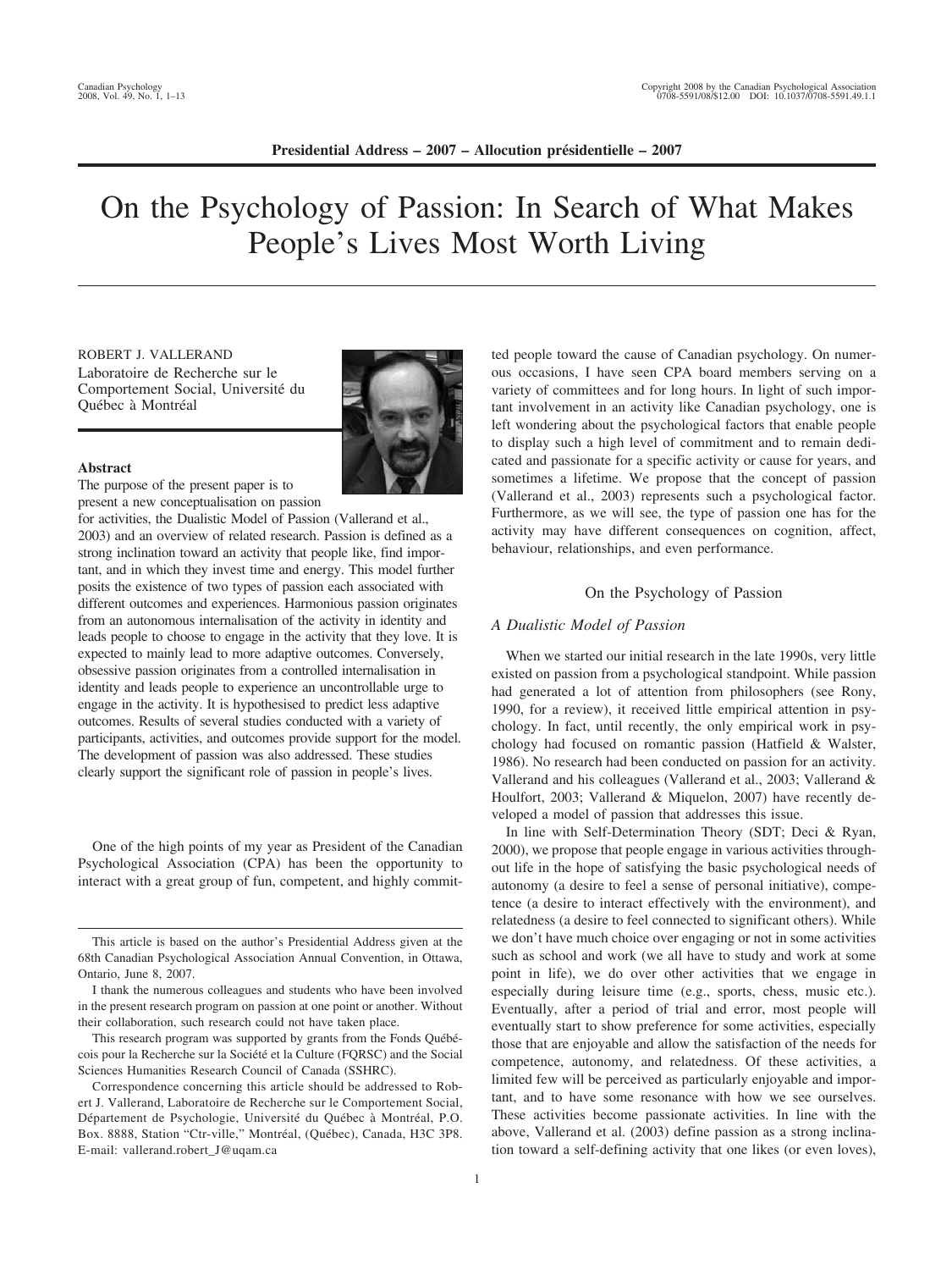**Presidential Address – 2007 – Allocution présidentielle – 2007**

# On the Psychology of Passion: In Search of What Makes People's Lives Most Worth Living

ROBERT J. VALLERAND
Laboratoire de Recherche sur le Comportement Social, Université du Québec à Montréal

### Abstract

The purpose of the present paper is to present a new conceptualisation on passion for activities, the Dualistic Model of Passion (Vallerand et al., 2003) and an overview of related research. Passion is defined as a strong inclination toward an activity that people like, find important, and in which they invest time and energy. This model further posits the existence of two types of passion each associated with different outcomes and experiences. Harmonious passion originates from an autonomous internalisation of the activity in identity and leads people to choose to engage in the activity that they love. It is expected to mainly lead to more adaptive outcomes. Conversely, obsessive passion originates from a controlled internalisation in identity and leads people to experience an uncontrollable urge to engage in the activity. It is hypothesised to predict less adaptive outcomes. Results of several studies conducted with a variety of participants, activities, and outcomes provide support for the model. The development of passion was also addressed. These studies clearly support the significant role of passion in people's lives.

One of the high points of my year as President of the Canadian Psychological Association (CPA) has been the opportunity to interact with a great group of fun, competent, and highly committed people toward the cause of Canadian psychology. On numerous occasions, I have seen CPA board members serving on a variety of committees and for long hours. In light of such important involvement in an activity like Canadian psychology, one is left wondering about the psychological factors that enable people to display such a high level of commitment and to remain dedicated and passionate for a specific activity or cause for years, and sometimes a lifetime. We propose that the concept of passion (Vallerand et al., 2003) represents such a psychological factor. Furthermore, as we will see, the type of passion one has for the activity may have different consequences on cognition, affect, behaviour, relationships, and even performance.

## On the Psychology of Passion

### *A Dualistic Model of Passion*

When we started our initial research in the late 1990s, very little existed on passion from a psychological standpoint. While passion had generated a lot of attention from philosophers (see Rony, 1990, for a review), it received little empirical attention in psychology. In fact, until recently, the only empirical work in psychology had focused on romantic passion (Hatfield & Walster, 1986). No research had been conducted on passion for an activity. Vallerand and his colleagues (Vallerand et al., 2003; Vallerand & Houlfort, 2003; Vallerand & Miquelon, 2007) have recently developed a model of passion that addresses this issue.

In line with Self-Determination Theory (SDT; Deci & Ryan, 2000), we propose that people engage in various activities throughout life in the hope of satisfying the basic psychological needs of autonomy (a desire to feel a sense of personal initiative), competence (a desire to interact effectively with the environment), and relatedness (a desire to feel connected to significant others). While we don't have much choice over engaging or not in some activities such as school and work (we all have to study and work at some point in life), we do over other activities that we engage in especially during leisure time (e.g., sports, chess, music etc.). Eventually, after a period of trial and error, most people will eventually start to show preference for some activities, especially those that are enjoyable and allow the satisfaction of the needs for competence, autonomy, and relatedness. Of these activities, a limited few will be perceived as particularly enjoyable and important, and to have some resonance with how we see ourselves. These activities become passionate activities. In line with the above, Vallerand et al. (2003) define passion as a strong inclination toward a self-defining activity that one likes (or even loves),

---

This article is based on the author's Presidential Address given at the 68th Canadian Psychological Association Annual Convention, in Ottawa, Ontario, June 8, 2007.

I thank the numerous colleagues and students who have been involved in the present research program on passion at one point or another. Without their collaboration, such research could not have taken place.

This research program was supported by grants from the Fonds Québécois pour la Recherche sur la Société et la Culture (FQRSC) and the Social Sciences Humanities Research Council of Canada (SSHRC).

Correspondence concerning this article should be addressed to Robert J. Vallerand, Laboratoire de Recherche sur le Comportement Social, Département de Psychologie, Université du Québec à Montréal, P.O. Box. 8888, Station "Ctr-ville," Montréal, (Québec), Canada, H3C 3P8. E-mail: vallerand.robert_J@uqam.ca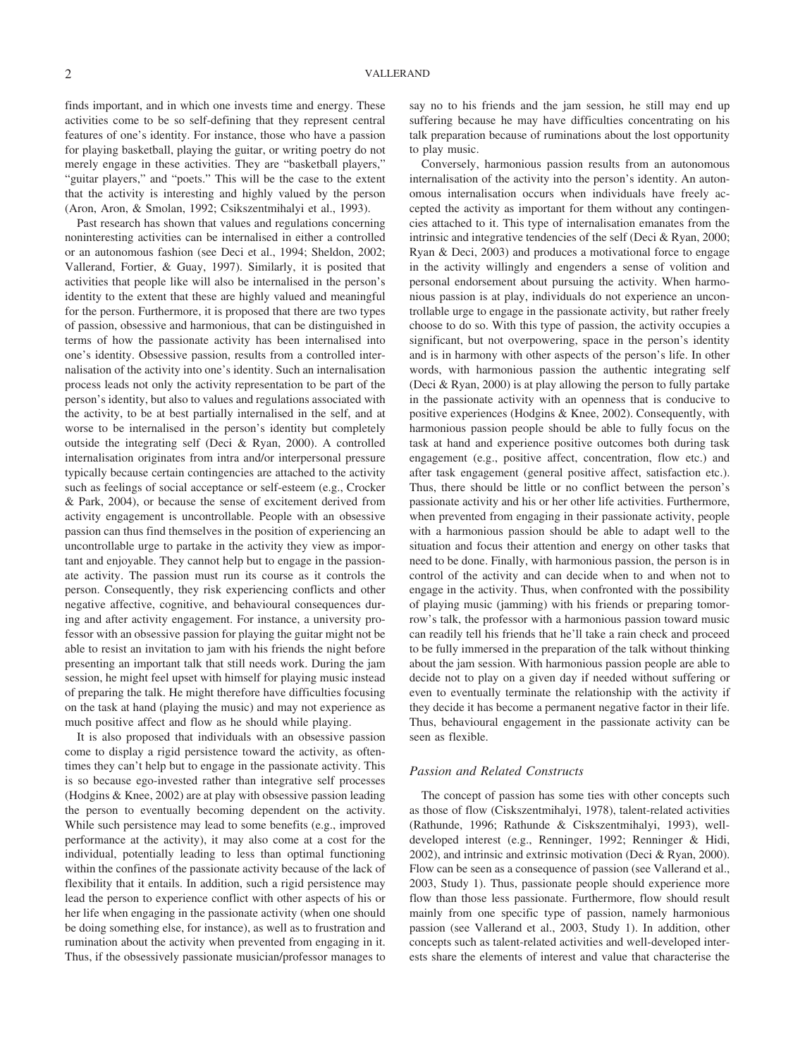finds important, and in which one invests time and energy. These activities come to be so self-defining that they represent central features of one's identity. For instance, those who have a passion for playing basketball, playing the guitar, or writing poetry do not merely engage in these activities. They are "basketball players," "guitar players," and "poets." This will be the case to the extent that the activity is interesting and highly valued by the person (Aron, Aron, & Smolan, 1992; Csikszentmihalyi et al., 1993).

Past research has shown that values and regulations concerning noninteresting activities can be internalised in either a controlled or an autonomous fashion (see Deci et al., 1994; Sheldon, 2002; Vallerand, Fortier, & Guay, 1997). Similarly, it is posited that activities that people like will also be internalised in the person's identity to the extent that these are highly valued and meaningful for the person. Furthermore, it is proposed that there are two types of passion, obsessive and harmonious, that can be distinguished in terms of how the passionate activity has been internalised into one's identity. Obsessive passion, results from a controlled internalisation of the activity into one's identity. Such an internalisation process leads not only the activity representation to be part of the person's identity, but also to values and regulations associated with the activity, to be at best partially internalised in the self, and at worse to be internalised in the person's identity but completely outside the integrating self (Deci & Ryan, 2000). A controlled internalisation originates from intra and/or interpersonal pressure typically because certain contingencies are attached to the activity such as feelings of social acceptance or self-esteem (e.g., Crocker & Park, 2004), or because the sense of excitement derived from activity engagement is uncontrollable. People with an obsessive passion can thus find themselves in the position of experiencing an uncontrollable urge to partake in the activity they view as important and enjoyable. They cannot help but to engage in the passionate activity. The passion must run its course as it controls the person. Consequently, they risk experiencing conflicts and other negative affective, cognitive, and behavioural consequences during and after activity engagement. For instance, a university professor with an obsessive passion for playing the guitar might not be able to resist an invitation to jam with his friends the night before presenting an important talk that still needs work. During the jam session, he might feel upset with himself for playing music instead of preparing the talk. He might therefore have difficulties focusing on the task at hand (playing the music) and may not experience as much positive affect and flow as he should while playing.

It is also proposed that individuals with an obsessive passion come to display a rigid persistence toward the activity, as oftentimes they can't help but to engage in the passionate activity. This is so because ego-invested rather than integrative self processes (Hodgins & Knee, 2002) are at play with obsessive passion leading the person to eventually becoming dependent on the activity. While such persistence may lead to some benefits (e.g., improved performance at the activity), it may also come at a cost for the individual, potentially leading to less than optimal functioning within the confines of the passionate activity because of the lack of flexibility that it entails. In addition, such a rigid persistence may lead the person to experience conflict with other aspects of his or her life when engaging in the passionate activity (when one should be doing something else, for instance), as well as to frustration and rumination about the activity when prevented from engaging in it. Thus, if the obsessively passionate musician/professor manages to say no to his friends and the jam session, he still may end up suffering because he may have difficulties concentrating on his talk preparation because of ruminations about the lost opportunity to play music.

Conversely, harmonious passion results from an autonomous internalisation of the activity into the person's identity. An autonomous internalisation occurs when individuals have freely accepted the activity as important for them without any contingencies attached to it. This type of internalisation emanates from the intrinsic and integrative tendencies of the self (Deci & Ryan, 2000; Ryan & Deci, 2003) and produces a motivational force to engage in the activity willingly and engenders a sense of volition and personal endorsement about pursuing the activity. When harmonious passion is at play, individuals do not experience an uncontrollable urge to engage in the passionate activity, but rather freely choose to do so. With this type of passion, the activity occupies a significant, but not overpowering, space in the person's identity and is in harmony with other aspects of the person's life. In other words, with harmonious passion the authentic integrating self (Deci & Ryan, 2000) is at play allowing the person to fully partake in the passionate activity with an openness that is conducive to positive experiences (Hodgins & Knee, 2002). Consequently, with harmonious passion people should be able to fully focus on the task at hand and experience positive outcomes both during task engagement (e.g., positive affect, concentration, flow etc.) and after task engagement (general positive affect, satisfaction etc.). Thus, there should be little or no conflict between the person's passionate activity and his or her other life activities. Furthermore, when prevented from engaging in their passionate activity, people with a harmonious passion should be able to adapt well to the situation and focus their attention and energy on other tasks that need to be done. Finally, with harmonious passion, the person is in control of the activity and can decide when to and when not to engage in the activity. Thus, when confronted with the possibility of playing music (jamming) with his friends or preparing tomorrow's talk, the professor with a harmonious passion toward music can readily tell his friends that he'll take a rain check and proceed to be fully immersed in the preparation of the talk without thinking about the jam session. With harmonious passion people are able to decide not to play on a given day if needed without suffering or even to eventually terminate the relationship with the activity if they decide it has become a permanent negative factor in their life. Thus, behavioural engagement in the passionate activity can be seen as flexible.

### *Passion and Related Constructs*

The concept of passion has some ties with other concepts such as those of flow (Ciskszentmihalyi, 1978), talent-related activities (Rathunde, 1996; Rathunde & Ciskszentmihalyi, 1993), well-developed interest (e.g., Renninger, 1992; Renninger & Hidi, 2002), and intrinsic and extrinsic motivation (Deci & Ryan, 2000). Flow can be seen as a consequence of passion (see Vallerand et al., 2003, Study 1). Thus, passionate people should experience more flow than those less passionate. Furthermore, flow should result mainly from one specific type of passion, namely harmonious passion (see Vallerand et al., 2003, Study 1). In addition, other concepts such as talent-related activities and well-developed interests share the elements of interest and value that characterise the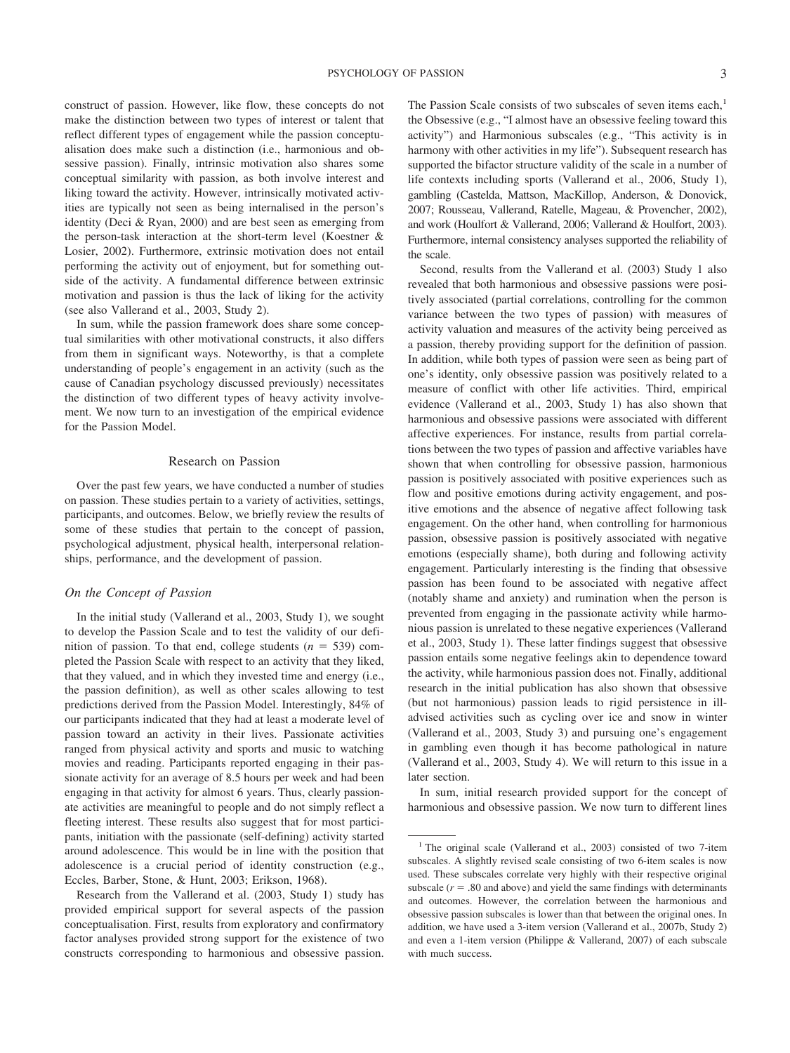construct of passion. However, like flow, these concepts do not make the distinction between two types of interest or talent that reflect different types of engagement while the passion conceptualisation does make such a distinction (i.e., harmonious and obsessive passion). Finally, intrinsic motivation also shares some conceptual similarity with passion, as both involve interest and liking toward the activity. However, intrinsically motivated activities are typically not seen as being internalised in the person's identity (Deci & Ryan, 2000) and are best seen as emerging from the person-task interaction at the short-term level (Koestner & Losier, 2002). Furthermore, extrinsic motivation does not entail performing the activity out of enjoyment, but for something outside of the activity. A fundamental difference between extrinsic motivation and passion is thus the lack of liking for the activity (see also Vallerand et al., 2003, Study 2).

In sum, while the passion framework does share some conceptual similarities with other motivational constructs, it also differs from them in significant ways. Noteworthy, is that a complete understanding of people's engagement in an activity (such as the cause of Canadian psychology discussed previously) necessitates the distinction of two different types of heavy activity involvement. We now turn to an investigation of the empirical evidence for the Passion Model.

## Research on Passion

Over the past few years, we have conducted a number of studies on passion. These studies pertain to a variety of activities, settings, participants, and outcomes. Below, we briefly review the results of some of these studies that pertain to the concept of passion, psychological adjustment, physical health, interpersonal relationships, performance, and the development of passion.

### *On the Concept of Passion*

In the initial study (Vallerand et al., 2003, Study 1), we sought to develop the Passion Scale and to test the validity of our definition of passion. To that end, college students ($n$ = 539) completed the Passion Scale with respect to an activity that they liked, that they valued, and in which they invested time and energy (i.e., the passion definition), as well as other scales allowing to test predictions derived from the Passion Model. Interestingly, 84% of our participants indicated that they had at least a moderate level of passion toward an activity in their lives. Passionate activities ranged from physical activity and sports and music to watching movies and reading. Participants reported engaging in their passionate activity for an average of 8.5 hours per week and had been engaging in that activity for almost 6 years. Thus, clearly passionate activities are meaningful to people and do not simply reflect a fleeting interest. These results also suggest that for most participants, initiation with the passionate (self-defining) activity started around adolescence. This would be in line with the position that adolescence is a crucial period of identity construction (e.g., Eccles, Barber, Stone, & Hunt, 2003; Erikson, 1968).

Research from the Vallerand et al. (2003, Study 1) study has provided empirical support for several aspects of the passion conceptualisation. First, results from exploratory and confirmatory factor analyses provided strong support for the existence of two constructs corresponding to harmonious and obsessive passion. The Passion Scale consists of two subscales of seven items each,[1] the Obsessive (e.g., "I almost have an obsessive feeling toward this activity") and Harmonious subscales (e.g., "This activity is in harmony with other activities in my life"). Subsequent research has supported the bifactor structure validity of the scale in a number of life contexts including sports (Vallerand et al., 2006, Study 1), gambling (Castelda, Mattson, MacKillop, Anderson, & Donovick, 2007; Rousseau, Vallerand, Ratelle, Mageau, & Provencher, 2002), and work (Houlfort & Vallerand, 2006; Vallerand & Houlfort, 2003). Furthermore, internal consistency analyses supported the reliability of the scale.

Second, results from the Vallerand et al. (2003) Study 1 also revealed that both harmonious and obsessive passions were positively associated (partial correlations, controlling for the common variance between the two types of passion) with measures of activity valuation and measures of the activity being perceived as a passion, thereby providing support for the definition of passion. In addition, while both types of passion were seen as being part of one's identity, only obsessive passion was positively related to a measure of conflict with other life activities. Third, empirical evidence (Vallerand et al., 2003, Study 1) has also shown that harmonious and obsessive passions were associated with different affective experiences. For instance, results from partial correlations between the two types of passion and affective variables have shown that when controlling for obsessive passion, harmonious passion is positively associated with positive experiences such as flow and positive emotions during activity engagement, and positive emotions and the absence of negative affect following task engagement. On the other hand, when controlling for harmonious passion, obsessive passion is positively associated with negative emotions (especially shame), both during and following activity engagement. Particularly interesting is the finding that obsessive passion has been found to be associated with negative affect (notably shame and anxiety) and rumination when the person is prevented from engaging in the passionate activity while harmonious passion is unrelated to these negative experiences (Vallerand et al., 2003, Study 1). These latter findings suggest that obsessive passion entails some negative feelings akin to dependence toward the activity, while harmonious passion does not. Finally, additional research in the initial publication has also shown that obsessive (but not harmonious) passion leads to rigid persistence in ill-advised activities such as cycling over ice and snow in winter (Vallerand et al., 2003, Study 3) and pursuing one's engagement in gambling even though it has become pathological in nature (Vallerand et al., 2003, Study 4). We will return to this issue in a later section.

In sum, initial research provided support for the concept of harmonious and obsessive passion. We now turn to different lines

[1] The original scale (Vallerand et al., 2003) consisted of two 7-item subscales. A slightly revised scale consisting of two 6-item scales is now used. These subscales correlate very highly with their respective original subscale ($r$ = .80 and above) and yield the same findings with determinants and outcomes. However, the correlation between the harmonious and obsessive passion subscales is lower than that between the original ones. In addition, we have used a 3-item version (Vallerand et al., 2007b, Study 2) and even a 1-item version (Philippe & Vallerand, 2007) of each subscale with much success.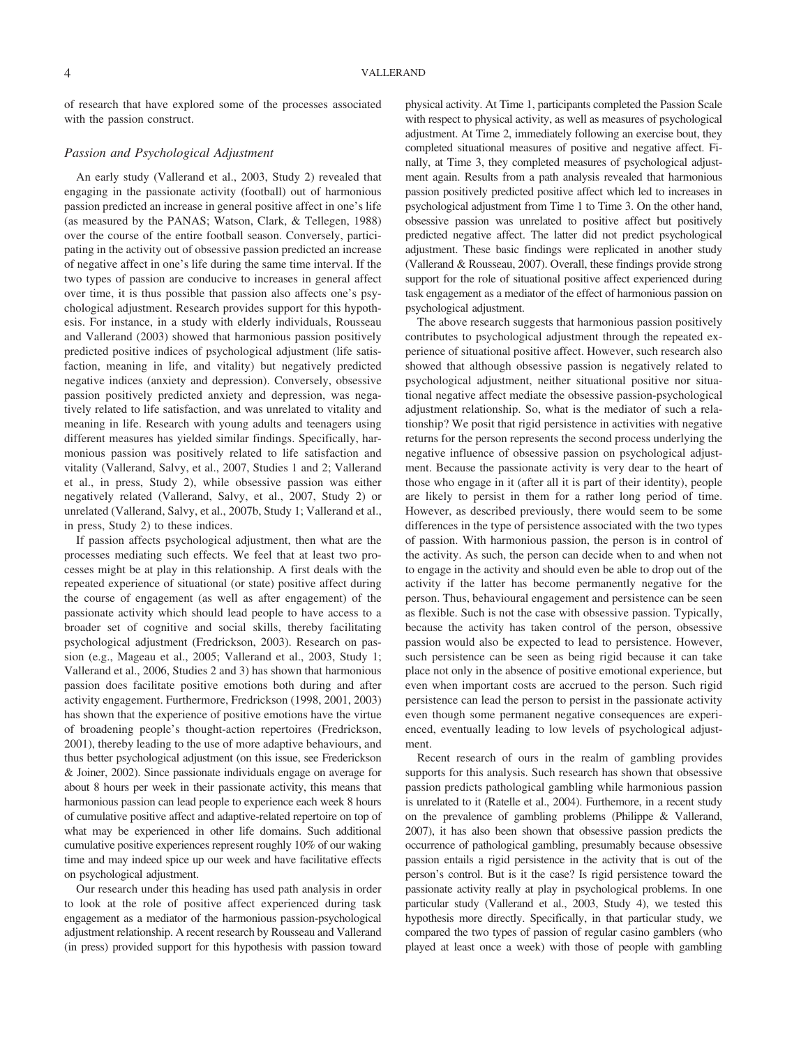of research that have explored some of the processes associated with the passion construct.

### Passion and Psychological Adjustment

An early study (Vallerand et al., 2003, Study 2) revealed that engaging in the passionate activity (football) out of harmonious passion predicted an increase in general positive affect in one's life (as measured by the PANAS; Watson, Clark, & Tellegen, 1988) over the course of the entire football season. Conversely, participating in the activity out of obsessive passion predicted an increase of negative affect in one's life during the same time interval. If the two types of passion are conducive to increases in general affect over time, it is thus possible that passion also affects one's psychological adjustment. Research provides support for this hypothesis. For instance, in a study with elderly individuals, Rousseau and Vallerand (2003) showed that harmonious passion positively predicted positive indices of psychological adjustment (life satisfaction, meaning in life, and vitality) but negatively predicted negative indices (anxiety and depression). Conversely, obsessive passion positively predicted anxiety and depression, was negatively related to life satisfaction, and was unrelated to vitality and meaning in life. Research with young adults and teenagers using different measures has yielded similar findings. Specifically, harmonious passion was positively related to life satisfaction and vitality (Vallerand, Salvy, et al., 2007, Studies 1 and 2; Vallerand et al., in press, Study 2), while obsessive passion was either negatively related (Vallerand, Salvy, et al., 2007, Study 2) or unrelated (Vallerand, Salvy, et al., 2007b, Study 1; Vallerand et al., in press, Study 2) to these indices.

If passion affects psychological adjustment, then what are the processes mediating such effects. We feel that at least two processes might be at play in this relationship. A first deals with the repeated experience of situational (or state) positive affect during the course of engagement (as well as after engagement) of the passionate activity which should lead people to have access to a broader set of cognitive and social skills, thereby facilitating psychological adjustment (Fredrickson, 2003). Research on passion (e.g., Mageau et al., 2005; Vallerand et al., 2003, Study 1; Vallerand et al., 2006, Studies 2 and 3) has shown that harmonious passion does facilitate positive emotions both during and after activity engagement. Furthermore, Fredrickson (1998, 2001, 2003) has shown that the experience of positive emotions have the virtue of broadening people's thought-action repertoires (Fredrickson, 2001), thereby leading to the use of more adaptive behaviours, and thus better psychological adjustment (on this issue, see Frederickson & Joiner, 2002). Since passionate individuals engage on average for about 8 hours per week in their passionate activity, this means that harmonious passion can lead people to experience each week 8 hours of cumulative positive affect and adaptive-related repertoire on top of what may be experienced in other life domains. Such additional cumulative positive experiences represent roughly 10% of our waking time and may indeed spice up our week and have facilitative effects on psychological adjustment.

Our research under this heading has used path analysis in order to look at the role of positive affect experienced during task engagement as a mediator of the harmonious passion-psychological adjustment relationship. A recent research by Rousseau and Vallerand (in press) provided support for this hypothesis with passion toward physical activity. At Time 1, participants completed the Passion Scale with respect to physical activity, as well as measures of psychological adjustment. At Time 2, immediately following an exercise bout, they completed situational measures of positive and negative affect. Finally, at Time 3, they completed measures of psychological adjustment again. Results from a path analysis revealed that harmonious passion positively predicted positive affect which led to increases in psychological adjustment from Time 1 to Time 3. On the other hand, obsessive passion was unrelated to positive affect but positively predicted negative affect. The latter did not predict psychological adjustment. These basic findings were replicated in another study (Vallerand & Rousseau, 2007). Overall, these findings provide strong support for the role of situational positive affect experienced during task engagement as a mediator of the effect of harmonious passion on psychological adjustment.

The above research suggests that harmonious passion positively contributes to psychological adjustment through the repeated experience of situational positive affect. However, such research also showed that although obsessive passion is negatively related to psychological adjustment, neither situational positive nor situational negative affect mediate the obsessive passion-psychological adjustment relationship. So, what is the mediator of such a relationship? We posit that rigid persistence in activities with negative returns for the person represents the second process underlying the negative influence of obsessive passion on psychological adjustment. Because the passionate activity is very dear to the heart of those who engage in it (after all it is part of their identity), people are likely to persist in them for a rather long period of time. However, as described previously, there would seem to be some differences in the type of persistence associated with the two types of passion. With harmonious passion, the person is in control of the activity. As such, the person can decide when to and when not to engage in the activity and should even be able to drop out of the activity if the latter has become permanently negative for the person. Thus, behavioural engagement and persistence can be seen as flexible. Such is not the case with obsessive passion. Typically, because the activity has taken control of the person, obsessive passion would also be expected to lead to persistence. However, such persistence can be seen as being rigid because it can take place not only in the absence of positive emotional experience, but even when important costs are accrued to the person. Such rigid persistence can lead the person to persist in the passionate activity even though some permanent negative consequences are experienced, eventually leading to low levels of psychological adjustment.

Recent research of ours in the realm of gambling provides supports for this analysis. Such research has shown that obsessive passion predicts pathological gambling while harmonious passion is unrelated to it (Ratelle et al., 2004). Furthermore, in a recent study on the prevalence of gambling problems (Philippe & Vallerand, 2007), it has also been shown that obsessive passion predicts the occurrence of pathological gambling, presumably because obsessive passion entails a rigid persistence in the activity that is out of the person's control. But is it the case? Is rigid persistence toward the passionate activity really at play in psychological problems. In one particular study (Vallerand et al., 2003, Study 4), we tested this hypothesis more directly. Specifically, in that particular study, we compared the two types of passion of regular casino gamblers (who played at least once a week) with those of people with gambling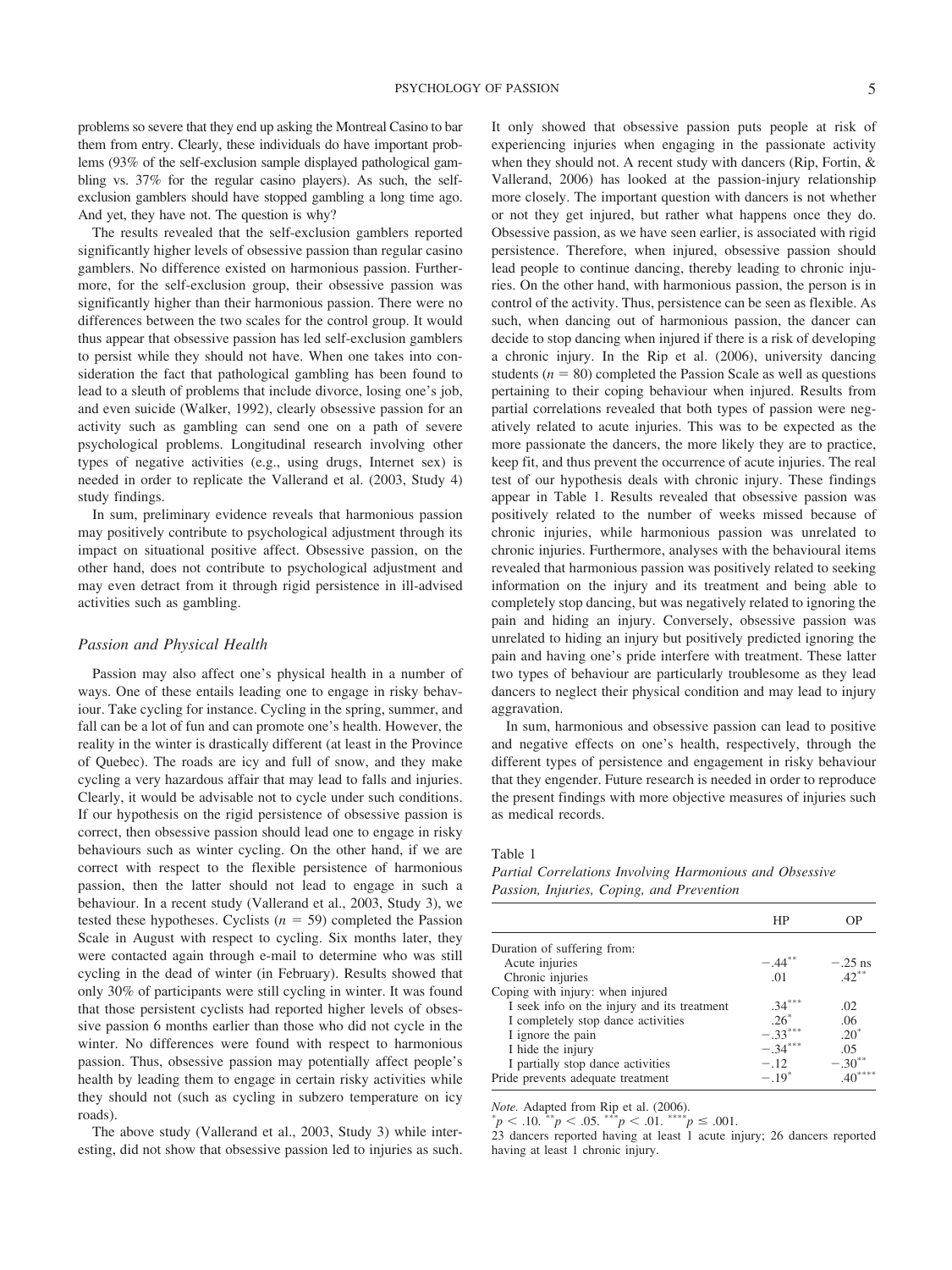problems so severe that they end up asking the Montreal Casino to bar them from entry. Clearly, these individuals do have important problems (93% of the self-exclusion sample displayed pathological gambling vs. 37% for the regular casino players). As such, the self-exclusion gamblers should have stopped gambling a long time ago. And yet, they have not. The question is why?

The results revealed that the self-exclusion gamblers reported significantly higher levels of obsessive passion than regular casino gamblers. No difference existed on harmonious passion. Furthermore, for the self-exclusion group, their obsessive passion was significantly higher than their harmonious passion. There were no differences between the two scales for the control group. It would thus appear that obsessive passion has led self-exclusion gamblers to persist while they should not have. When one takes into consideration the fact that pathological gambling has been found to lead to a sleuth of problems that include divorce, losing one's job, and even suicide (Walker, 1992), clearly obsessive passion for an activity such as gambling can send one on a path of severe psychological problems. Longitudinal research involving other types of negative activities (e.g., using drugs, Internet sex) is needed in order to replicate the Vallerand et al. (2003, Study 4) study findings.

In sum, preliminary evidence reveals that harmonious passion may positively contribute to psychological adjustment through its impact on situational positive affect. Obsessive passion, on the other hand, does not contribute to psychological adjustment and may even detract from it through rigid persistence in ill-advised activities such as gambling.

### *Passion and Physical Health*

Passion may also affect one's physical health in a number of ways. One of these entails leading one to engage in risky behaviour. Take cycling for instance. Cycling in the spring, summer, and fall can be a lot of fun and can promote one's health. However, the reality in the winter is drastically different (at least in the Province of Quebec). The roads are icy and full of snow, and they make cycling a very hazardous affair that may lead to falls and injuries. Clearly, it would be advisable not to cycle under such conditions. If our hypothesis on the rigid persistence of obsessive passion is correct, then obsessive passion should lead one to engage in risky behaviours such as winter cycling. On the other hand, if we are correct with respect to the flexible persistence of harmonious passion, then the latter should not lead to engage in such a behaviour. In a recent study (Vallerand et al., 2003, Study 3), we tested these hypotheses. Cyclists ($n$ = 59) completed the Passion Scale in August with respect to cycling. Six months later, they were contacted again through e-mail to determine who was still cycling in the dead of winter (in February). Results showed that only 30% of participants were still cycling in winter. It was found that those persistent cyclists had reported higher levels of obsessive passion 6 months earlier than those who did not cycle in the winter. No differences were found with respect to harmonious passion. Thus, obsessive passion may potentially affect people's health by leading them to engage in certain risky activities while they should not (such as cycling in subzero temperature on icy roads).

The above study (Vallerand et al., 2003, Study 3) while interesting, did not show that obsessive passion led to injuries as such. It only showed that obsessive passion puts people at risk of experiencing injuries when engaging in the passionate activity when they should not. A recent study with dancers (Rip, Fortin, & Vallerand, 2006) has looked at the passion-injury relationship more closely. The important question with dancers is not whether or not they get injured, but rather what happens once they do. Obsessive passion, as we have seen earlier, is associated with rigid persistence. Therefore, when injured, obsessive passion should lead people to continue dancing, thereby leading to chronic injuries. On the other hand, with harmonious passion, the person is in control of the activity. Thus, persistence can be seen as flexible. As such, when dancing out of harmonious passion, the dancer can decide to stop dancing when injured if there is a risk of developing a chronic injury. In the Rip et al. (2006), university dancing students ($n$ = 80) completed the Passion Scale as well as questions pertaining to their coping behaviour when injured. Results from partial correlations revealed that both types of passion were negatively related to acute injuries. This was to be expected as the more passionate the dancers, the more likely they are to practice, keep fit, and thus prevent the occurrence of acute injuries. The real test of our hypothesis deals with chronic injury. These findings appear in Table 1. Results revealed that obsessive passion was positively related to the number of weeks missed because of chronic injuries, while harmonious passion was unrelated to chronic injuries. Furthermore, analyses with the behavioural items revealed that harmonious passion was positively related to seeking information on the injury and its treatment and being able to completely stop dancing, but was negatively related to ignoring the pain and hiding an injury. Conversely, obsessive passion was unrelated to hiding an injury but positively predicted ignoring the pain and having one's pride interfere with treatment. These latter two types of behaviour are particularly troublesome as they lead dancers to neglect their physical condition and may lead to injury aggravation.

In sum, harmonious and obsessive passion can lead to positive and negative effects on one's health, respectively, through the different types of persistence and engagement in risky behaviour that they engender. Future research is needed in order to reproduce the present findings with more objective measures of injuries such as medical records.

Table 1
*Partial Correlations Involving Harmonious and Obsessive Passion, Injuries, Coping, and Prevention*

| | HP | OP |
|---|---|---|
| Duration of suffering from: | | |
| Acute injuries | −.44** | −.25 ns |
| Chronic injuries | .01 | .42** |
| Coping with injury: when injured | | |
| I seek info on the injury and its treatment | .34*** | .02 |
| I completely stop dance activities | .26* | .06 |
| I ignore the pain | −.33*** | .20* |
| I hide the injury | −.34*** | .05 |
| I partially stop dance activities | −.12 | −.30** |
| Pride prevents adequate treatment | −.19* | .40**** |

*Note.* Adapted from Rip et al. (2006).
* $p < .10$. ** $p < .05$. *** $p < .01$. **** $p \leq .001$.
23 dancers reported having at least 1 acute injury; 26 dancers reported having at least 1 chronic injury.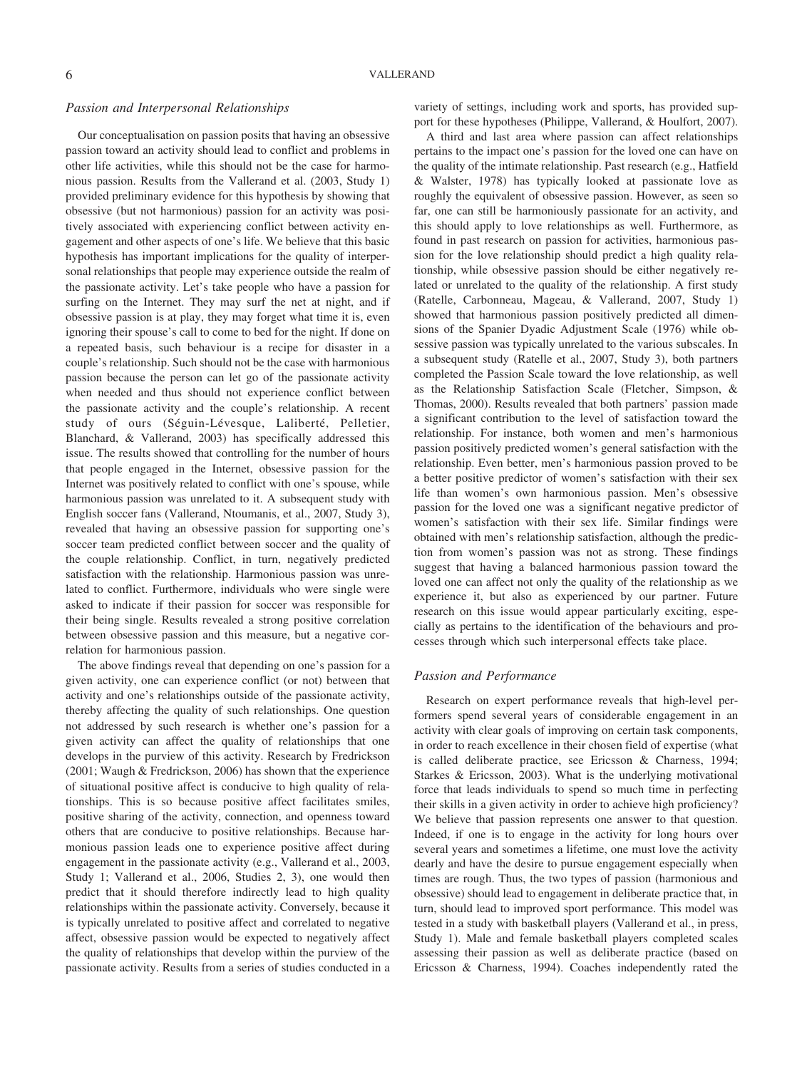### *Passion and Interpersonal Relationships*

Our conceptualisation on passion posits that having an obsessive passion toward an activity should lead to conflict and problems in other life activities, while this should not be the case for harmonious passion. Results from the Vallerand et al. (2003, Study 1) provided preliminary evidence for this hypothesis by showing that obsessive (but not harmonious) passion for an activity was positively associated with experiencing conflict between activity engagement and other aspects of one's life. We believe that this basic hypothesis has important implications for the quality of interpersonal relationships that people may experience outside the realm of the passionate activity. Let's take people who have a passion for surfing on the Internet. They may surf the net at night, and if obsessive passion is at play, they may forget what time it is, even ignoring their spouse's call to come to bed for the night. If done on a repeated basis, such behaviour is a recipe for disaster in a couple's relationship. Such should not be the case with harmonious passion because the person can let go of the passionate activity when needed and thus should not experience conflict between the passionate activity and the couple's relationship. A recent study of ours (Séguin-Lévesque, Laliberté, Pelletier, Blanchard, & Vallerand, 2003) has specifically addressed this issue. The results showed that controlling for the number of hours that people engaged in the Internet, obsessive passion for the Internet was positively related to conflict with one's spouse, while harmonious passion was unrelated to it. A subsequent study with English soccer fans (Vallerand, Ntoumanis, et al., 2007, Study 3), revealed that having an obsessive passion for supporting one's soccer team predicted conflict between soccer and the quality of the couple relationship. Conflict, in turn, negatively predicted satisfaction with the relationship. Harmonious passion was unrelated to conflict. Furthermore, individuals who were single were asked to indicate if their passion for soccer was responsible for their being single. Results revealed a strong positive correlation between obsessive passion and this measure, but a negative correlation for harmonious passion.

The above findings reveal that depending on one's passion for a given activity, one can experience conflict (or not) between that activity and one's relationships outside of the passionate activity, thereby affecting the quality of such relationships. One question not addressed by such research is whether one's passion for a given activity can affect the quality of relationships that one develops in the purview of this activity. Research by Fredrickson (2001; Waugh & Fredrickson, 2006) has shown that the experience of situational positive affect is conducive to high quality of relationships. This is so because positive affect facilitates smiles, positive sharing of the activity, connection, and openness toward others that are conducive to positive relationships. Because harmonious passion leads one to experience positive affect during engagement in the passionate activity (e.g., Vallerand et al., 2003, Study 1; Vallerand et al., 2006, Studies 2, 3), one would then predict that it should therefore indirectly lead to high quality relationships within the passionate activity. Conversely, because it is typically unrelated to positive affect and correlated to negative affect, obsessive passion would be expected to negatively affect the quality of relationships that develop within the purview of the passionate activity. Results from a series of studies conducted in a variety of settings, including work and sports, has provided support for these hypotheses (Philippe, Vallerand, & Houlfort, 2007).

A third and last area where passion can affect relationships pertains to the impact one's passion for the loved one can have on the quality of the intimate relationship. Past research (e.g., Hatfield & Walster, 1978) has typically looked at passionate love as roughly the equivalent of obsessive passion. However, as seen so far, one can still be harmoniously passionate for an activity, and this should apply to love relationships as well. Furthermore, as found in past research on passion for activities, harmonious passion for the love relationship should predict a high quality relationship, while obsessive passion should be either negatively related or unrelated to the quality of the relationship. A first study (Ratelle, Carbonneau, Mageau, & Vallerand, 2007, Study 1) showed that harmonious passion positively predicted all dimensions of the Spanier Dyadic Adjustment Scale (1976) while obsessive passion was typically unrelated to the various subscales. In a subsequent study (Ratelle et al., 2007, Study 3), both partners completed the Passion Scale toward the love relationship, as well as the Relationship Satisfaction Scale (Fletcher, Simpson, & Thomas, 2000). Results revealed that both partners' passion made a significant contribution to the level of satisfaction toward the relationship. For instance, both women and men's harmonious passion positively predicted women's general satisfaction with the relationship. Even better, men's harmonious passion proved to be a better positive predictor of women's satisfaction with their sex life than women's own harmonious passion. Men's obsessive passion for the loved one was a significant negative predictor of women's satisfaction with their sex life. Similar findings were obtained with men's relationship satisfaction, although the prediction from women's passion was not as strong. These findings suggest that having a balanced harmonious passion toward the loved one can affect not only the quality of the relationship as we experience it, but also as experienced by our partner. Future research on this issue would appear particularly exciting, especially as pertains to the identification of the behaviours and processes through which such interpersonal effects take place.

### *Passion and Performance*

Research on expert performance reveals that high-level performers spend several years of considerable engagement in an activity with clear goals of improving on certain task components, in order to reach excellence in their chosen field of expertise (what is called deliberate practice, see Ericsson & Charness, 1994; Starkes & Ericsson, 2003). What is the underlying motivational force that leads individuals to spend so much time in perfecting their skills in a given activity in order to achieve high proficiency? We believe that passion represents one answer to that question. Indeed, if one is to engage in the activity for long hours over several years and sometimes a lifetime, one must love the activity dearly and have the desire to pursue engagement especially when times are rough. Thus, the two types of passion (harmonious and obsessive) should lead to engagement in deliberate practice that, in turn, should lead to improved sport performance. This model was tested in a study with basketball players (Vallerand et al., in press, Study 1). Male and female basketball players completed scales assessing their passion as well as deliberate practice (based on Ericsson & Charness, 1994). Coaches independently rated the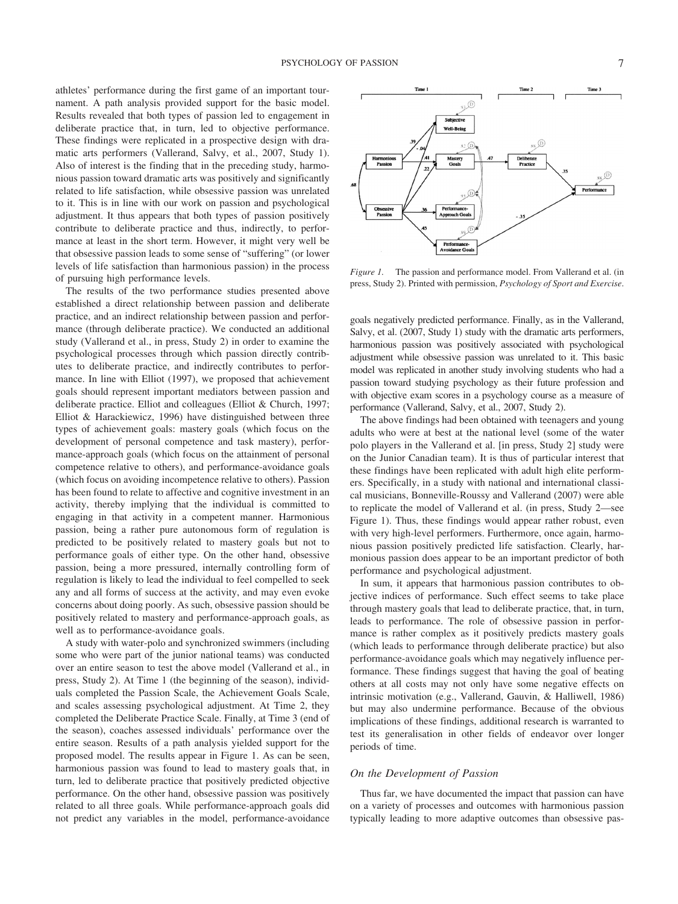athletes' performance during the first game of an important tournament. A path analysis provided support for the basic model. Results revealed that both types of passion led to engagement in deliberate practice that, in turn, led to objective performance. These findings were replicated in a prospective design with dramatic arts performers (Vallerand, Salvy, et al., 2007, Study 1). Also of interest is the finding that in the preceding study, harmonious passion toward dramatic arts was positively and significantly related to life satisfaction, while obsessive passion was unrelated to it. This is in line with our work on passion and psychological adjustment. It thus appears that both types of passion positively contribute to deliberate practice and thus, indirectly, to performance at least in the short term. However, it might very well be that obsessive passion leads to some sense of "suffering" (or lower levels of life satisfaction than harmonious passion) in the process of pursuing high performance levels.

The results of the two performance studies presented above established a direct relationship between passion and deliberate practice, and an indirect relationship between passion and performance (through deliberate practice). We conducted an additional study (Vallerand et al., in press, Study 2) in order to examine the psychological processes through which passion directly contributes to deliberate practice, and indirectly contributes to performance. In line with Elliot (1997), we proposed that achievement goals should represent important mediators between passion and deliberate practice. Elliot and colleagues (Elliot & Church, 1997; Elliot & Harackiewicz, 1996) have distinguished between three types of achievement goals: mastery goals (which focus on the development of personal competence and task mastery), performance-approach goals (which focus on the attainment of personal competence relative to others), and performance-avoidance goals (which focus on avoiding incompetence relative to others). Passion has been found to relate to affective and cognitive investment in an activity, thereby implying that the individual is committed to engaging in that activity in a competent manner. Harmonious passion, being a rather pure autonomous form of regulation is predicted to be positively related to mastery goals but not to performance goals of either type. On the other hand, obsessive passion, being a more pressured, internally controlling form of regulation is likely to lead the individual to feel compelled to seek any and all forms of success at the activity, and may even evoke concerns about doing poorly. As such, obsessive passion should be positively related to mastery and performance-approach goals, as well as to performance-avoidance goals.

A study with water-polo and synchronized swimmers (including some who were part of the junior national teams) was conducted over an entire season to test the above model (Vallerand et al., in press, Study 2). At Time 1 (the beginning of the season), individuals completed the Passion Scale, the Achievement Goals Scale, and scales assessing psychological adjustment. At Time 2, they completed the Deliberate Practice Scale. Finally, at Time 3 (end of the season), coaches assessed individuals' performance over the entire season. Results of a path analysis yielded support for the proposed model. The results appear in Figure 1. As can be seen, harmonious passion was found to lead to mastery goals that, in turn, led to deliberate practice that positively predicted objective performance. On the other hand, obsessive passion was positively related to all three goals. While performance-approach goals did not predict any variables in the model, performance-avoidance goals negatively predicted performance. Finally, as in the Vallerand, Salvy, et al. (2007, Study 1) study with the dramatic arts performers, harmonious passion was positively associated with psychological adjustment while obsessive passion was unrelated to it. This basic model was replicated in another study involving students who had a passion toward studying psychology as their future profession and with objective exam scores in a psychology course as a measure of performance (Vallerand, Salvy, et al., 2007, Study 2).

*Figure 1.* The passion and performance model. From Vallerand et al. (in press, Study 2). Printed with permission, *Psychology of Sport and Exercise*.

The above findings had been obtained with teenagers and young adults who were at best at the national level (some of the water polo players in the Vallerand et al. [in press, Study 2] study were on the Junior Canadian team). It is thus of particular interest that these findings have been replicated with adult high elite performers. Specifically, in a study with national and international classical musicians, Bonneville-Roussy and Vallerand (2007) were able to replicate the model of Vallerand et al. (in press, Study 2—see Figure 1). Thus, these findings would appear rather robust, even with very high-level performers. Furthermore, once again, harmonious passion positively predicted life satisfaction. Clearly, harmonious passion does appear to be an important predictor of both performance and psychological adjustment.

In sum, it appears that harmonious passion contributes to objective indices of performance. Such effect seems to take place through mastery goals that lead to deliberate practice, that, in turn, leads to performance. The role of obsessive passion in performance is rather complex as it positively predicts mastery goals (which leads to performance through deliberate practice) but also performance-avoidance goals which may negatively influence performance. These findings suggest that having the goal of beating others at all costs may not only have some negative effects on intrinsic motivation (e.g., Vallerand, Gauvin, & Halliwell, 1986) but may also undermine performance. Because of the obvious implications of these findings, additional research is warranted to test its generalisation in other fields of endeavor over longer periods of time.

### On the Development of Passion

Thus far, we have documented the impact that passion can have on a variety of processes and outcomes with harmonious passion typically leading to more adaptive outcomes than obsessive pas-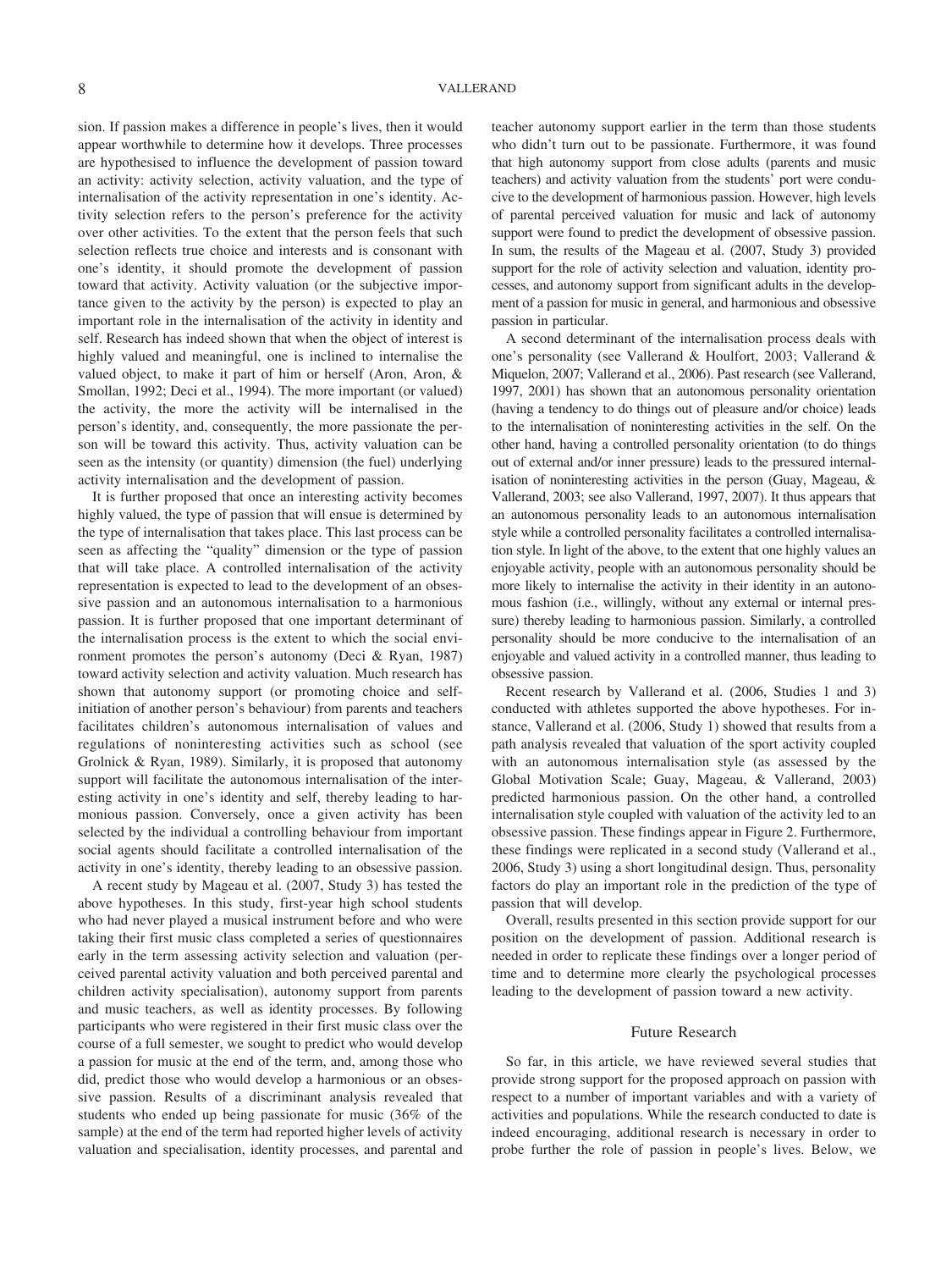sion. If passion makes a difference in people's lives, then it would appear worthwhile to determine how it develops. Three processes are hypothesised to influence the development of passion toward an activity: activity selection, activity valuation, and the type of internalisation of the activity representation in one's identity. Activity selection refers to the person's preference for the activity over other activities. To the extent that the person feels that such selection reflects true choice and interests and is consonant with one's identity, it should promote the development of passion toward that activity. Activity valuation (or the subjective importance given to the activity by the person) is expected to play an important role in the internalisation of the activity in identity and self. Research has indeed shown that when the object of interest is highly valued and meaningful, one is inclined to internalise the valued object, to make it part of him or herself (Aron, Aron, & Smollan, 1992; Deci et al., 1994). The more important (or valued) the activity, the more the activity will be internalised in the person's identity, and, consequently, the more passionate the person will be toward this activity. Thus, activity valuation can be seen as the intensity (or quantity) dimension (the fuel) underlying activity internalisation and the development of passion.

It is further proposed that once an interesting activity becomes highly valued, the type of passion that will ensue is determined by the type of internalisation that takes place. This last process can be seen as affecting the "quality" dimension or the type of passion that will take place. A controlled internalisation of the activity representation is expected to lead to the development of an obsessive passion and an autonomous internalisation to a harmonious passion. It is further proposed that one important determinant of the internalisation process is the extent to which the social environment promotes the person's autonomy (Deci & Ryan, 1987) toward activity selection and activity valuation. Much research has shown that autonomy support (or promoting choice and self-initiation of another person's behaviour) from parents and teachers facilitates children's autonomous internalisation of values and regulations of noninteresting activities such as school (see Grolnick & Ryan, 1989). Similarly, it is proposed that autonomy support will facilitate the autonomous internalisation of the interesting activity in one's identity and self, thereby leading to harmonious passion. Conversely, once a given activity has been selected by the individual a controlling behaviour from important social agents should facilitate a controlled internalisation of the activity in one's identity, thereby leading to an obsessive passion.

A recent study by Mageau et al. (2007, Study 3) has tested the above hypotheses. In this study, first-year high school students who had never played a musical instrument before and who were taking their first music class completed a series of questionnaires early in the term assessing activity selection and valuation (perceived parental activity valuation and both perceived parental and children activity specialisation), autonomy support from parents and music teachers, as well as identity processes. By following participants who were registered in their first music class over the course of a full semester, we sought to predict who would develop a passion for music at the end of the term, and, among those who did, predict those who would develop a harmonious or an obsessive passion. Results of a discriminant analysis revealed that students who ended up being passionate for music (36% of the sample) at the end of the term had reported higher levels of activity valuation and specialisation, identity processes, and parental and teacher autonomy support earlier in the term than those students who didn't turn out to be passionate. Furthermore, it was found that high autonomy support from close adults (parents and music teachers) and activity valuation from the students' port were conducive to the development of harmonious passion. However, high levels of parental perceived valuation for music and lack of autonomy support were found to predict the development of obsessive passion. In sum, the results of the Mageau et al. (2007, Study 3) provided support for the role of activity selection and valuation, identity processes, and autonomy support from significant adults in the development of a passion for music in general, and harmonious and obsessive passion in particular.

A second determinant of the internalisation process deals with one's personality (see Vallerand & Houlfort, 2003; Vallerand & Miquelon, 2007; Vallerand et al., 2006). Past research (see Vallerand, 1997, 2001) has shown that an autonomous personality orientation (having a tendency to do things out of pleasure and/or choice) leads to the internalisation of noninteresting activities in the self. On the other hand, having a controlled personality orientation (to do things out of external and/or inner pressure) leads to the pressured internalisation of noninteresting activities in the person (Guay, Mageau, & Vallerand, 2003; see also Vallerand, 1997, 2007). It thus appears that an autonomous personality leads to an autonomous internalisation style while a controlled personality facilitates a controlled internalisation style. In light of the above, to the extent that one highly values an enjoyable activity, people with an autonomous personality should be more likely to internalise the activity in their identity in an autonomous fashion (i.e., willingly, without any external or internal pressure) thereby leading to harmonious passion. Similarly, a controlled personality should be more conducive to the internalisation of an enjoyable and valued activity in a controlled manner, thus leading to obsessive passion.

Recent research by Vallerand et al. (2006, Studies 1 and 3) conducted with athletes supported the above hypotheses. For instance, Vallerand et al. (2006, Study 1) showed that results from a path analysis revealed that valuation of the sport activity coupled with an autonomous internalisation style (as assessed by the Global Motivation Scale; Guay, Mageau, & Vallerand, 2003) predicted harmonious passion. On the other hand, a controlled internalisation style coupled with valuation of the activity led to an obsessive passion. These findings appear in Figure 2. Furthermore, these findings were replicated in a second study (Vallerand et al., 2006, Study 3) using a short longitudinal design. Thus, personality factors do play an important role in the prediction of the type of passion that will develop.

Overall, results presented in this section provide support for our position on the development of passion. Additional research is needed in order to replicate these findings over a longer period of time and to determine more clearly the psychological processes leading to the development of passion toward a new activity.

## Future Research

So far, in this article, we have reviewed several studies that provide strong support for the proposed approach on passion with respect to a number of important variables and with a variety of activities and populations. While the research conducted to date is indeed encouraging, additional research is necessary in order to probe further the role of passion in people's lives. Below, we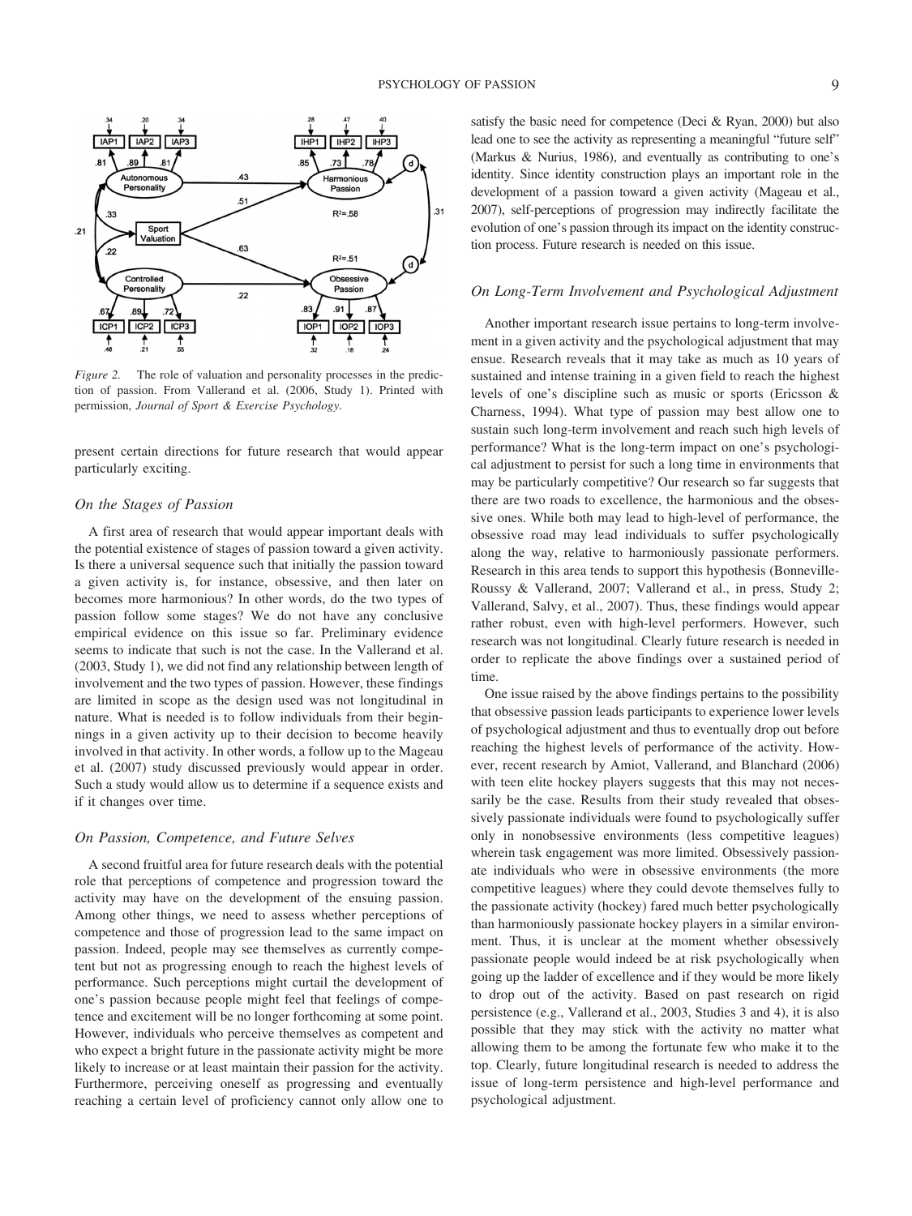*Figure 2.* The role of valuation and personality processes in the prediction of passion. From Vallerand et al. (2006, Study 1). Printed with permission, *Journal of Sport & Exercise Psychology*.

present certain directions for future research that would appear particularly exciting.

### *On the Stages of Passion*

A first area of research that would appear important deals with the potential existence of stages of passion toward a given activity. Is there a universal sequence such that initially the passion toward a given activity is, for instance, obsessive, and then later on becomes more harmonious? In other words, do the two types of passion follow some stages? We do not have any conclusive empirical evidence on this issue so far. Preliminary evidence seems to indicate that such is not the case. In the Vallerand et al. (2003, Study 1), we did not find any relationship between length of involvement and the two types of passion. However, these findings are limited in scope as the design used was not longitudinal in nature. What is needed is to follow individuals from their beginnings in a given activity up to their decision to become heavily involved in that activity. In other words, a follow up to the Mageau et al. (2007) study discussed previously would appear in order. Such a study would allow us to determine if a sequence exists and if it changes over time.

### *On Passion, Competence, and Future Selves*

A second fruitful area for future research deals with the potential role that perceptions of competence and progression toward the activity may have on the development of the ensuing passion. Among other things, we need to assess whether perceptions of competence and those of progression lead to the same impact on passion. Indeed, people may see themselves as currently competent but not as progressing enough to reach the highest levels of performance. Such perceptions might curtail the development of one's passion because people might feel that feelings of competence and excitement will be no longer forthcoming at some point. However, individuals who perceive themselves as competent and who expect a bright future in the passionate activity might be more likely to increase or at least maintain their passion for the activity. Furthermore, perceiving oneself as progressing and eventually reaching a certain level of proficiency cannot only allow one to satisfy the basic need for competence (Deci & Ryan, 2000) but also lead one to see the activity as representing a meaningful "future self" (Markus & Nurius, 1986), and eventually as contributing to one's identity. Since identity construction plays an important role in the development of a passion toward a given activity (Mageau et al., 2007), self-perceptions of progression may indirectly facilitate the evolution of one's passion through its impact on the identity construction process. Future research is needed on this issue.

### *On Long-Term Involvement and Psychological Adjustment*

Another important research issue pertains to long-term involvement in a given activity and the psychological adjustment that may ensue. Research reveals that it may take as much as 10 years of sustained and intense training in a given field to reach the highest levels of one's discipline such as music or sports (Ericsson & Charness, 1994). What type of passion may best allow one to sustain such long-term involvement and reach such high levels of performance? What is the long-term impact on one's psychological adjustment to persist for such a long time in environments that may be particularly competitive? Our research so far suggests that there are two roads to excellence, the harmonious and the obsessive ones. While both may lead to high-level of performance, the obsessive road may lead individuals to suffer psychologically along the way, relative to harmoniously passionate performers. Research in this area tends to support this hypothesis (Bonneville-Roussy & Vallerand, 2007; Vallerand et al., in press, Study 2; Vallerand, Salvy, et al., 2007). Thus, these findings would appear rather robust, even with high-level performers. However, such research was not longitudinal. Clearly future research is needed in order to replicate the above findings over a sustained period of time.

One issue raised by the above findings pertains to the possibility that obsessive passion leads participants to experience lower levels of psychological adjustment and thus to eventually drop out before reaching the highest levels of performance of the activity. However, recent research by Amiot, Vallerand, and Blanchard (2006) with teen elite hockey players suggests that this may not necessarily be the case. Results from their study revealed that obsessively passionate individuals were found to psychologically suffer only in nonobsessive environments (less competitive leagues) wherein task engagement was more limited. Obsessively passionate individuals who were in obsessive environments (the more competitive leagues) where they could devote themselves fully to the passionate activity (hockey) fared much better psychologically than harmoniously passionate hockey players in a similar environment. Thus, it is unclear at the moment whether obsessively passionate people would indeed be at risk psychologically when going up the ladder of excellence and if they would be more likely to drop out of the activity. Based on past research on rigid persistence (e.g., Vallerand et al., 2003, Studies 3 and 4), it is also possible that they may stick with the activity no matter what allowing them to be among the fortunate few who make it to the top. Clearly, future longitudinal research is needed to address the issue of long-term persistence and high-level performance and psychological adjustment.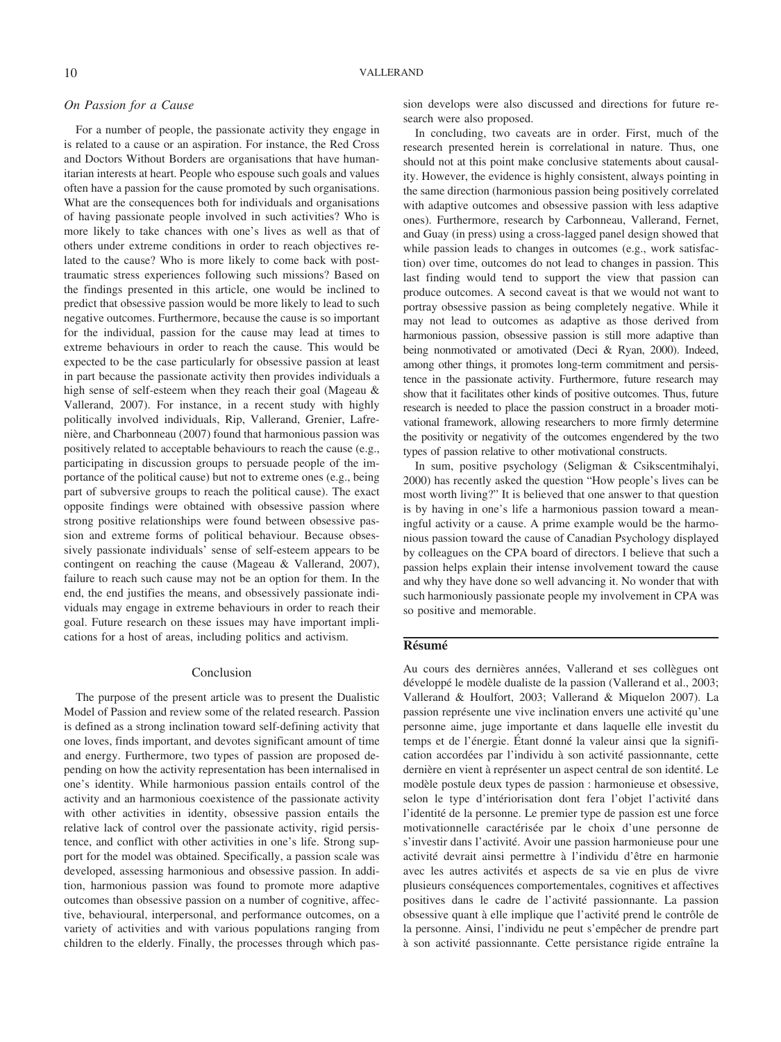### *On Passion for a Cause*

For a number of people, the passionate activity they engage in is related to a cause or an aspiration. For instance, the Red Cross and Doctors Without Borders are organisations that have humanitarian interests at heart. People who espouse such goals and values often have a passion for the cause promoted by such organisations. What are the consequences both for individuals and organisations of having passionate people involved in such activities? Who is more likely to take chances with one's lives as well as that of others under extreme conditions in order to reach objectives related to the cause? Who is more likely to come back with posttraumatic stress experiences following such missions? Based on the findings presented in this article, one would be inclined to predict that obsessive passion would be more likely to lead to such negative outcomes. Furthermore, because the cause is so important for the individual, passion for the cause may lead at times to extreme behaviours in order to reach the cause. This would be expected to be the case particularly for obsessive passion at least in part because the passionate activity then provides individuals a high sense of self-esteem when they reach their goal (Mageau & Vallerand, 2007). For instance, in a recent study with highly politically involved individuals, Rip, Vallerand, Grenier, Lafrenière, and Charbonneau (2007) found that harmonious passion was positively related to acceptable behaviours to reach the cause (e.g., participating in discussion groups to persuade people of the importance of the political cause) but not to extreme ones (e.g., being part of subversive groups to reach the political cause). The exact opposite findings were obtained with obsessive passion where strong positive relationships were found between obsessive passion and extreme forms of political behaviour. Because obsessively passionate individuals' sense of self-esteem appears to be contingent on reaching the cause (Mageau & Vallerand, 2007), failure to reach such cause may not be an option for them. In the end, the end justifies the means, and obsessively passionate individuals may engage in extreme behaviours in order to reach their goal. Future research on these issues may have important implications for a host of areas, including politics and activism.

## Conclusion

The purpose of the present article was to present the Dualistic Model of Passion and review some of the related research. Passion is defined as a strong inclination toward self-defining activity that one loves, finds important, and devotes significant amount of time and energy. Furthermore, two types of passion are proposed depending on how the activity representation has been internalised in one's identity. While harmonious passion entails control of the activity and an harmonious coexistence of the passionate activity with other activities in identity, obsessive passion entails the relative lack of control over the passionate activity, rigid persistence, and conflict with other activities in one's life. Strong support for the model was obtained. Specifically, a passion scale was developed, assessing harmonious and obsessive passion. In addition, harmonious passion was found to promote more adaptive outcomes than obsessive passion on a number of cognitive, affective, behavioural, interpersonal, and performance outcomes, on a variety of activities and with various populations ranging from children to the elderly. Finally, the processes through which passion develops were also discussed and directions for future research were also proposed.

In concluding, two caveats are in order. First, much of the research presented herein is correlational in nature. Thus, one should not at this point make conclusive statements about causality. However, the evidence is highly consistent, always pointing in the same direction (harmonious passion being positively correlated with adaptive outcomes and obsessive passion with less adaptive ones). Furthermore, research by Carbonneau, Vallerand, Fernet, and Guay (in press) using a cross-lagged panel design showed that while passion leads to changes in outcomes (e.g., work satisfaction) over time, outcomes do not lead to changes in passion. This last finding would tend to support the view that passion can produce outcomes. A second caveat is that we would not want to portray obsessive passion as being completely negative. While it may not lead to outcomes as adaptive as those derived from harmonious passion, obsessive passion is still more adaptive than being nonmotivated or amotivated (Deci & Ryan, 2000). Indeed, among other things, it promotes long-term commitment and persistence in the passionate activity. Furthermore, future research may show that it facilitates other kinds of positive outcomes. Thus, future research is needed to place the passion construct in a broader motivational framework, allowing researchers to more firmly determine the positivity or negativity of the outcomes engendered by the two types of passion relative to other motivational constructs.

In sum, positive psychology (Seligman & Csikscentmihalyi, 2000) has recently asked the question "How people's lives can be most worth living?" It is believed that one answer to that question is by having in one's life a harmonious passion toward a meaningful activity or a cause. A prime example would be the harmonious passion toward the cause of Canadian Psychology displayed by colleagues on the CPA board of directors. I believe that such a passion helps explain their intense involvement toward the cause and why they have done so well advancing it. No wonder that with such harmoniously passionate people my involvement in CPA was so positive and memorable.

## Résumé

Au cours des dernières années, Vallerand et ses collègues ont développé le modèle dualiste de la passion (Vallerand et al., 2003; Vallerand & Houlfort, 2003; Vallerand & Miquelon 2007). La passion représente une vive inclination envers une activité qu'une personne aime, juge importante et dans laquelle elle investit du temps et de l'énergie. Étant donné la valeur ainsi que la signification accordées par l'individu à son activité passionnante, cette dernière en vient à représenter un aspect central de son identité. Le modèle postule deux types de passion : harmonieuse et obsessive, selon le type d'intériorisation dont fera l'objet l'activité dans l'identité de la personne. Le premier type de passion est une force motivationnelle caractérisée par le choix d'une personne de s'investir dans l'activité. Avoir une passion harmonieuse pour une activité devrait ainsi permettre à l'individu d'être en harmonie avec les autres activités et aspects de sa vie en plus de vivre plusieurs conséquences comportementales, cognitives et affectives positives dans le cadre de l'activité passionnante. La passion obsessive quant à elle implique que l'activité prend le contrôle de la personne. Ainsi, l'individu ne peut s'empêcher de prendre part à son activité passionnante. Cette persistance rigide entraîne la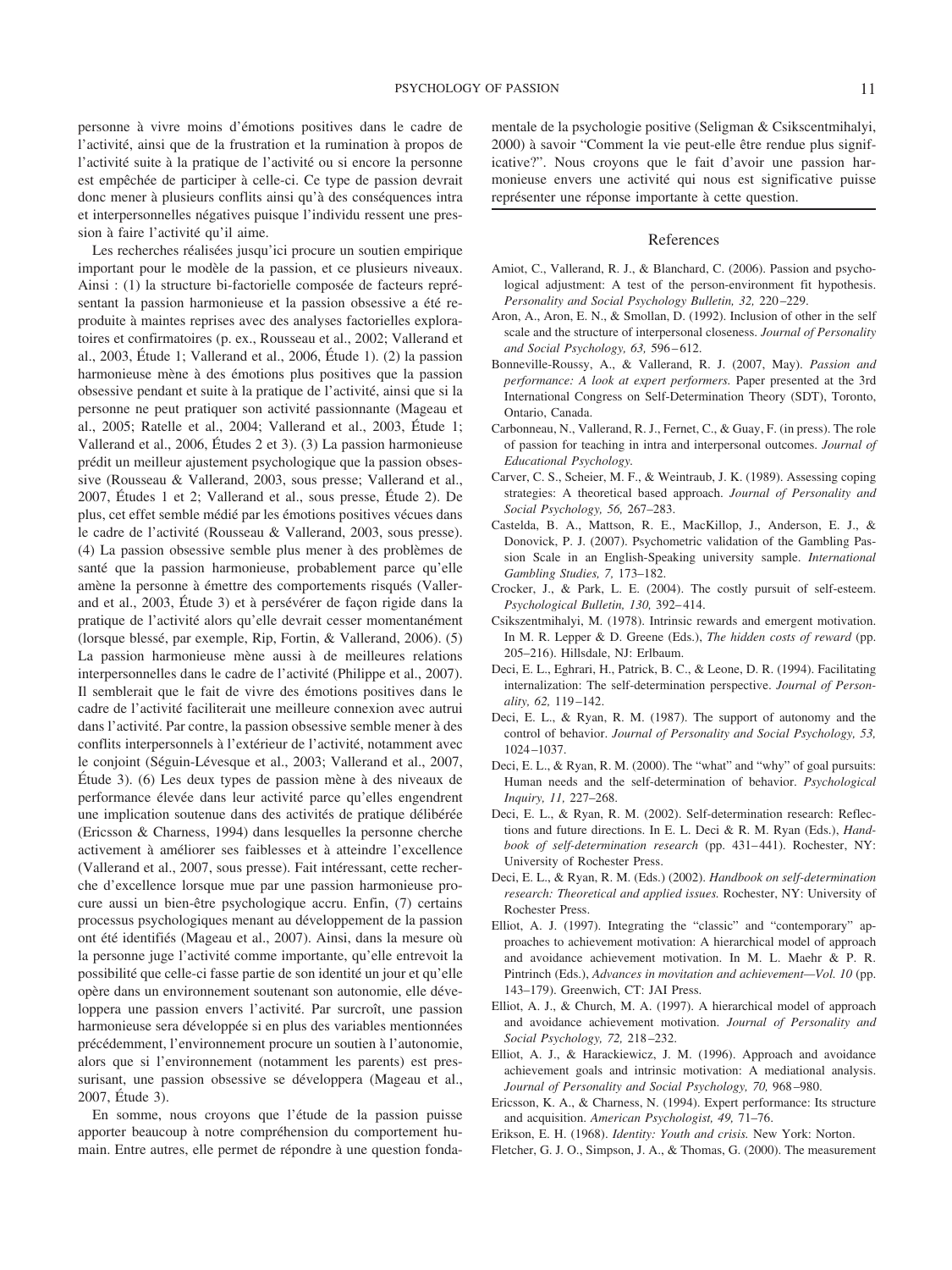personne à vivre moins d'émotions positives dans le cadre de l'activité, ainsi que de la frustration et la rumination à propos de l'activité suite à la pratique de l'activité ou si encore la personne est empêchée de participer à celle-ci. Ce type de passion devrait donc mener à plusieurs conflits ainsi qu'à des conséquences intra et interpersonnelles négatives puisque l'individu ressent une pression à faire l'activité qu'il aime.

Les recherches réalisées jusqu'ici procure un soutien empirique important pour le modèle de la passion, et ce plusieurs niveaux. Ainsi : (1) la structure bi-factorielle composée de facteurs représentant la passion harmonieuse et la passion obsessive a été reproduite à maintes reprises avec des analyses factorielles exploratoires et confirmatoires (p. ex., Rousseau et al., 2002; Vallerand et al., 2003, Étude 1; Vallerand et al., 2006, Étude 1). (2) la passion harmonieuse mène à des émotions plus positives que la passion obsessive pendant et suite à la pratique de l'activité, ainsi que si la personne ne peut pratiquer son activité passionnante (Mageau et al., 2005; Ratelle et al., 2004; Vallerand et al., 2003, Étude 1; Vallerand et al., 2006, Études 2 et 3). (3) La passion harmonieuse prédit un meilleur ajustement psychologique que la passion obsessive (Rousseau & Vallerand, 2003, sous presse; Vallerand et al., 2007, Études 1 et 2; Vallerand et al., sous presse, Étude 2). De plus, cet effet semble médié par les émotions positives vécues dans le cadre de l'activité (Rousseau & Vallerand, 2003, sous presse). (4) La passion obsessive semble plus mener à des problèmes de santé que la passion harmonieuse, probablement parce qu'elle amène la personne à émettre des comportements risqués (Vallerand et al., 2003, Étude 3) et à persévérer de façon rigide dans la pratique de l'activité alors qu'elle devrait cesser momentanément (lorsque blessé, par exemple, Rip, Fortin, & Vallerand, 2006). (5) La passion harmonieuse mène aussi à de meilleures relations interpersonnelles dans le cadre de l'activité (Philippe et al., 2007). Il semblerait que le fait de vivre des émotions positives dans le cadre de l'activité faciliterait une meilleure connexion avec autrui dans l'activité. Par contre, la passion obsessive semble mener à des conflits interpersonnels à l'extérieur de l'activité, notamment avec le conjoint (Séguin-Lévesque et al., 2003; Vallerand et al., 2007, Étude 3). (6) Les deux types de passion mène à des niveaux de performance élevée dans leur activité parce qu'elles engendrent une implication soutenue dans des activités de pratique délibérée (Ericsson & Charness, 1994) dans lesquelles la personne cherche activement à améliorer ses faiblesses et à atteindre l'excellence (Vallerand et al., 2007, sous presse). Fait intéressant, cette recherche d'excellence lorsque mue par une passion harmonieuse procure aussi un bien-être psychologique accru. Enfin, (7) certains processus psychologiques menant au développement de la passion ont été identifiés (Mageau et al., 2007). Ainsi, dans la mesure où la personne juge l'activité comme importante, qu'elle entrevoit la possibilité que celle-ci fasse partie de son identité un jour et qu'elle opère dans un environnement soutenant son autonomie, elle développera une passion envers l'activité. Par surcroît, une passion harmonieuse sera développée si en plus des variables mentionnées précédemment, l'environnement procure un soutien à l'autonomie, alors que si l'environnement (notamment les parents) est pressurisant, une passion obsessive se développera (Mageau et al., 2007, Étude 3).

En somme, nous croyons que l'étude de la passion puisse apporter beaucoup à notre compréhension du comportement humain. Entre autres, elle permet de répondre à une question fondamentale de la psychologie positive (Seligman & Csikscentmihalyi, 2000) à savoir "Comment la vie peut-elle être rendue plus significative?". Nous croyons que le fait d'avoir une passion harmonieuse envers une activité qui nous est significative puisse représenter une réponse importante à cette question.

## References

Amiot, C., Vallerand, R. J., & Blanchard, C. (2006). Passion and psychological adjustment: A test of the person-environment fit hypothesis. *Personality and Social Psychology Bulletin, 32,* 220–229.

Aron, A., Aron, E. N., & Smollan, D. (1992). Inclusion of other in the self scale and the structure of interpersonal closeness. *Journal of Personality and Social Psychology, 63,* 596–612.

Bonneville-Roussy, A., & Vallerand, R. J. (2007, May). *Passion and performance: A look at expert performers.* Paper presented at the 3rd International Congress on Self-Determination Theory (SDT), Toronto, Ontario, Canada.

Carbonneau, N., Vallerand, R. J., Fernet, C., & Guay, F. (in press). The role of passion for teaching in intra and interpersonal outcomes. *Journal of Educational Psychology.*

Carver, C. S., Scheier, M. F., & Weintraub, J. K. (1989). Assessing coping strategies: A theoretical based approach. *Journal of Personality and Social Psychology, 56,* 267–283.

Castelda, B. A., Mattson, R. E., MacKillop, J., Anderson, E. J., & Donovick, P. J. (2007). Psychometric validation of the Gambling Passion Scale in an English-Speaking university sample. *International Gambling Studies, 7,* 173–182.

Crocker, J., & Park, L. E. (2004). The costly pursuit of self-esteem. *Psychological Bulletin, 130,* 392–414.

Csikszentmihalyi, M. (1978). Intrinsic rewards and emergent motivation. In M. R. Lepper & D. Greene (Eds.), *The hidden costs of reward* (pp. 205–216). Hillsdale, NJ: Erlbaum.

Deci, E. L., Eghrari, H., Patrick, B. C., & Leone, D. R. (1994). Facilitating internalization: The self-determination perspective. *Journal of Personality, 62,* 119–142.

Deci, E. L., & Ryan, R. M. (1987). The support of autonomy and the control of behavior. *Journal of Personality and Social Psychology, 53,* 1024–1037.

Deci, E. L., & Ryan, R. M. (2000). The "what" and "why" of goal pursuits: Human needs and the self-determination of behavior. *Psychological Inquiry, 11,* 227–268.

Deci, E. L., & Ryan, R. M. (2002). Self-determination research: Reflections and future directions. In E. L. Deci & R. M. Ryan (Eds.), *Handbook of self-determination research* (pp. 431–441). Rochester, NY: University of Rochester Press.

Deci, E. L., & Ryan, R. M. (Eds.) (2002). *Handbook on self-determination research: Theoretical and applied issues.* Rochester, NY: University of Rochester Press.

Elliot, A. J. (1997). Integrating the "classic" and "contemporary" approaches to achievement motivation: A hierarchical model of approach and avoidance achievement motivation. In M. L. Maehr & P. R. Pintrinch (Eds.), *Advances in movitation and achievement—Vol. 10* (pp. 143–179). Greenwich, CT: JAI Press.

Elliot, A. J., & Church, M. A. (1997). A hierarchical model of approach and avoidance achievement motivation. *Journal of Personality and Social Psychology, 72,* 218–232.

Elliot, A. J., & Harackiewicz, J. M. (1996). Approach and avoidance achievement goals and intrinsic motivation: A mediational analysis. *Journal of Personality and Social Psychology, 70,* 968–980.

Ericsson, K. A., & Charness, N. (1994). Expert performance: Its structure and acquisition. *American Psychologist, 49,* 71–76.

Erikson, E. H. (1968). *Identity: Youth and crisis.* New York: Norton.

Fletcher, G. J. O., Simpson, J. A., & Thomas, G. (2000). The measurement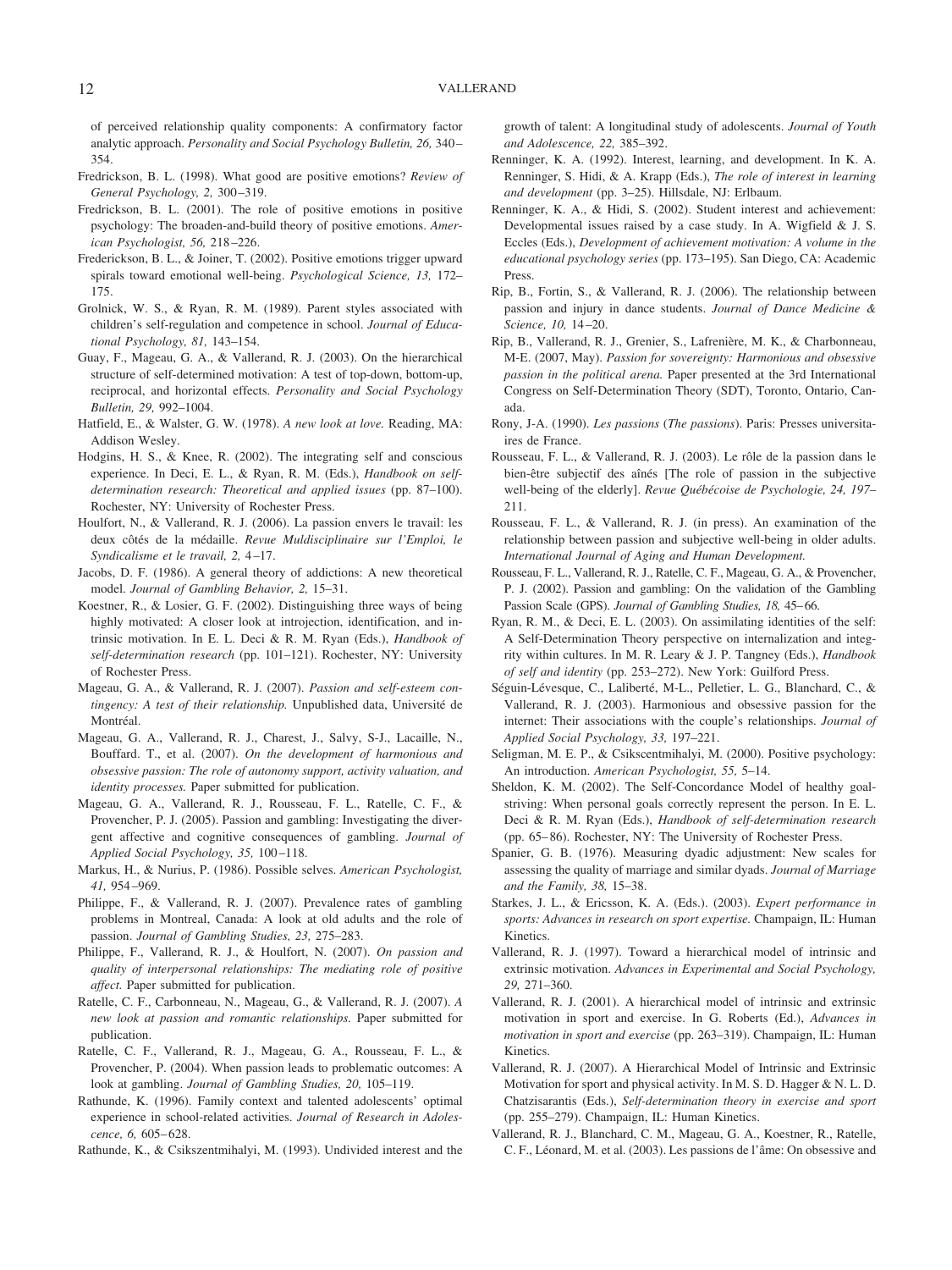of perceived relationship quality components: A confirmatory factor analytic approach. *Personality and Social Psychology Bulletin, 26,* 340–354.

Fredrickson, B. L. (1998). What good are positive emotions? *Review of General Psychology, 2,* 300–319.

Fredrickson, B. L. (2001). The role of positive emotions in positive psychology: The broaden-and-build theory of positive emotions. *American Psychologist, 56,* 218–226.

Frederickson, B. L., & Joiner, T. (2002). Positive emotions trigger upward spirals toward emotional well-being. *Psychological Science, 13,* 172–175.

Grolnick, W. S., & Ryan, R. M. (1989). Parent styles associated with children's self-regulation and competence in school. *Journal of Educational Psychology, 81,* 143–154.

Guay, F., Mageau, G. A., & Vallerand, R. J. (2003). On the hierarchical structure of self-determined motivation: A test of top-down, bottom-up, reciprocal, and horizontal effects. *Personality and Social Psychology Bulletin, 29,* 992–1004.

Hatfield, E., & Walster, G. W. (1978). *A new look at love.* Reading, MA: Addison Wesley.

Hodgins, H. S., & Knee, R. (2002). The integrating self and conscious experience. In Deci, E. L., & Ryan, R. M. (Eds.), *Handbook on self-determination research: Theoretical and applied issues* (pp. 87–100). Rochester, NY: University of Rochester Press.

Houlfort, N., & Vallerand, R. J. (2006). La passion envers le travail: les deux côtés de la médaille. *Revue Muldisciplinaire sur l'Emploi, le Syndicalisme et le travail, 2,* 4–17.

Jacobs, D. F. (1986). A general theory of addictions: A new theoretical model. *Journal of Gambling Behavior, 2,* 15–31.

Koestner, R., & Losier, G. F. (2002). Distinguishing three ways of being highly motivated: A closer look at introjection, identification, and intrinsic motivation. In E. L. Deci & R. M. Ryan (Eds.), *Handbook of self-determination research* (pp. 101–121). Rochester, NY: University of Rochester Press.

Mageau, G. A., & Vallerand, R. J. (2007). *Passion and self-esteem contingency: A test of their relationship.* Unpublished data, Université de Montréal.

Mageau, G. A., Vallerand, R. J., Charest, J., Salvy, S-J., Lacaille, N., Bouffard. T., et al. (2007). *On the development of harmonious and obsessive passion: The role of autonomy support, activity valuation, and identity processes.* Paper submitted for publication.

Mageau, G. A., Vallerand, R. J., Rousseau, F. L., Ratelle, C. F., & Provencher, P. J. (2005). Passion and gambling: Investigating the divergent affective and cognitive consequences of gambling. *Journal of Applied Social Psychology, 35,* 100–118.

Markus, H., & Nurius, P. (1986). Possible selves. *American Psychologist, 41,* 954–969.

Philippe, F., & Vallerand, R. J. (2007). Prevalence rates of gambling problems in Montreal, Canada: A look at old adults and the role of passion. *Journal of Gambling Studies, 23,* 275–283.

Philippe, F., Vallerand, R. J., & Houlfort, N. (2007). *On passion and quality of interpersonal relationships: The mediating role of positive affect.* Paper submitted for publication.

Ratelle, C. F., Carbonneau, N., Mageau, G., & Vallerand, R. J. (2007). *A new look at passion and romantic relationships.* Paper submitted for publication.

Ratelle, C. F., Vallerand, R. J., Mageau, G. A., Rousseau, F. L., & Provencher, P. (2004). When passion leads to problematic outcomes: A look at gambling. *Journal of Gambling Studies, 20,* 105–119.

Rathunde, K. (1996). Family context and talented adolescents' optimal experience in school-related activities. *Journal of Research in Adolescence, 6,* 605–628.

Rathunde, K., & Csikszentmihalyi, M. (1993). Undivided interest and the growth of talent: A longitudinal study of adolescents. *Journal of Youth and Adolescence, 22,* 385–392.

Renninger, K. A. (1992). Interest, learning, and development. In K. A. Renninger, S. Hidi, & A. Krapp (Eds.), *The role of interest in learning and development* (pp. 3–25). Hillsdale, NJ: Erlbaum.

Renninger, K. A., & Hidi, S. (2002). Student interest and achievement: Developmental issues raised by a case study. In A. Wigfield & J. S. Eccles (Eds.), *Development of achievement motivation: A volume in the educational psychology series* (pp. 173–195). San Diego, CA: Academic Press.

Rip, B., Fortin, S., & Vallerand, R. J. (2006). The relationship between passion and injury in dance students. *Journal of Dance Medicine & Science, 10,* 14–20.

Rip, B., Vallerand, R. J., Grenier, S., Lafrenière, M. K., & Charbonneau, M-E. (2007, May). *Passion for sovereignty: Harmonious and obsessive passion in the political arena.* Paper presented at the 3rd International Congress on Self-Determination Theory (SDT), Toronto, Ontario, Canada.

Rony, J-A. (1990). *Les passions* (*The passions*). Paris: Presses universitaires de France.

Rousseau, F. L., & Vallerand, R. J. (2003). Le rôle de la passion dans le bien-être subjectif des aînés [The role of passion in the subjective well-being of the elderly]. *Revue Québécoise de Psychologie, 24, 197–211.*

Rousseau, F. L., & Vallerand, R. J. (in press). An examination of the relationship between passion and subjective well-being in older adults. *International Journal of Aging and Human Development.*

Rousseau, F. L., Vallerand, R. J., Ratelle, C. F., Mageau, G. A., & Provencher, P. J. (2002). Passion and gambling: On the validation of the Gambling Passion Scale (GPS). *Journal of Gambling Studies, 18,* 45–66.

Ryan, R. M., & Deci, E. L. (2003). On assimilating identities of the self: A Self-Determination Theory perspective on internalization and integrity within cultures. In M. R. Leary & J. P. Tangney (Eds.), *Handbook of self and identity* (pp. 253–272). New York: Guilford Press.

Séguin-Lévesque, C., Laliberté, M-L., Pelletier, L. G., Blanchard, C., & Vallerand, R. J. (2003). Harmonious and obsessive passion for the internet: Their associations with the couple's relationships. *Journal of Applied Social Psychology, 33,* 197–221.

Seligman, M. E. P., & Csikszentmihalyi, M. (2000). Positive psychology: An introduction. *American Psychologist, 55,* 5–14.

Sheldon, K. M. (2002). The Self-Concordance Model of healthy goal-striving: When personal goals correctly represent the person. In E. L. Deci & R. M. Ryan (Eds.), *Handbook of self-determination research* (pp. 65–86). Rochester, NY: The University of Rochester Press.

Spanier, G. B. (1976). Measuring dyadic adjustment: New scales for assessing the quality of marriage and similar dyads. *Journal of Marriage and the Family, 38,* 15–38.

Starkes, J. L., & Ericsson, K. A. (Eds.). (2003). *Expert performance in sports: Advances in research on sport expertise.* Champaign, IL: Human Kinetics.

Vallerand, R. J. (1997). Toward a hierarchical model of intrinsic and extrinsic motivation. *Advances in Experimental and Social Psychology, 29,* 271–360.

Vallerand, R. J. (2001). A hierarchical model of intrinsic and extrinsic motivation in sport and exercise. In G. Roberts (Ed.), *Advances in motivation in sport and exercise* (pp. 263–319). Champaign, IL: Human Kinetics.

Vallerand, R. J. (2007). A Hierarchical Model of Intrinsic and Extrinsic Motivation for sport and physical activity. In M. S. D. Hagger & N. L. D. Chatzisarantis (Eds.), *Self-determination theory in exercise and sport* (pp. 255–279). Champaign, IL: Human Kinetics.

Vallerand, R. J., Blanchard, C. M., Mageau, G. A., Koestner, R., Ratelle, C. F., Léonard, M. et al. (2003). Les passions de l'âme: On obsessive and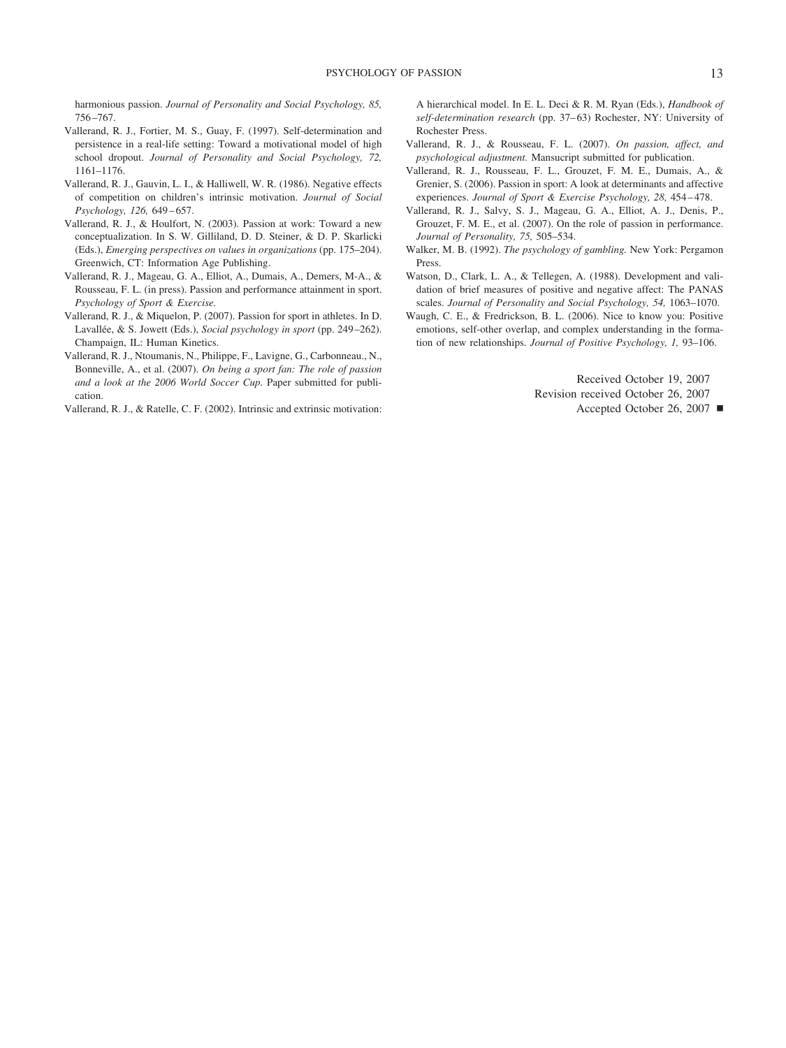harmonious passion. *Journal of Personality and Social Psychology, 85,* 756–767.

Vallerand, R. J., Fortier, M. S., Guay, F. (1997). Self-determination and persistence in a real-life setting: Toward a motivational model of high school dropout. *Journal of Personality and Social Psychology, 72,* 1161–1176.

Vallerand, R. J., Gauvin, L. I., & Halliwell, W. R. (1986). Negative effects of competition on children's intrinsic motivation. *Journal of Social Psychology, 126,* 649–657.

Vallerand, R. J., & Houlfort, N. (2003). Passion at work: Toward a new conceptualization. In S. W. Gilliland, D. D. Steiner, & D. P. Skarlicki (Eds.), *Emerging perspectives on values in organizations* (pp. 175–204). Greenwich, CT: Information Age Publishing.

Vallerand, R. J., Mageau, G. A., Elliot, A., Dumais, A., Demers, M-A., & Rousseau, F. L. (in press). Passion and performance attainment in sport. *Psychology of Sport & Exercise.*

Vallerand, R. J., & Miquelon, P. (2007). Passion for sport in athletes. In D. Lavallée, & S. Jowett (Eds.), *Social psychology in sport* (pp. 249–262). Champaign, IL: Human Kinetics.

Vallerand, R. J., Ntoumanis, N., Philippe, F., Lavigne, G., Carbonneau., N., Bonneville, A., et al. (2007). *On being a sport fan: The role of passion and a look at the 2006 World Soccer Cup.* Paper submitted for publication.

Vallerand, R. J., & Ratelle, C. F. (2002). Intrinsic and extrinsic motivation: A hierarchical model. In E. L. Deci & R. M. Ryan (Eds.), *Handbook of self-determination research* (pp. 37–63) Rochester, NY: University of Rochester Press.

Vallerand, R. J., & Rousseau, F. L. (2007). *On passion, affect, and psychological adjustment.* Mansucript submitted for publication.

Vallerand, R. J., Rousseau, F. L., Grouzet, F. M. E., Dumais, A., & Grenier, S. (2006). Passion in sport: A look at determinants and affective experiences. *Journal of Sport & Exercise Psychology, 28,* 454–478.

Vallerand, R. J., Salvy, S. J., Mageau, G. A., Elliot, A. J., Denis, P., Grouzet, F. M. E., et al. (2007). On the role of passion in performance. *Journal of Personality, 75,* 505–534.

Walker, M. B. (1992). *The psychology of gambling.* New York: Pergamon Press.

Watson, D., Clark, L. A., & Tellegen, A. (1988). Development and validation of brief measures of positive and negative affect: The PANAS scales. *Journal of Personality and Social Psychology, 54,* 1063–1070.

Waugh, C. E., & Fredrickson, B. L. (2006). Nice to know you: Positive emotions, self-other overlap, and complex understanding in the formation of new relationships. *Journal of Positive Psychology, 1,* 93–106.

Received October 19, 2007
Revision received October 26, 2007
Accepted October 26, 2007 ■